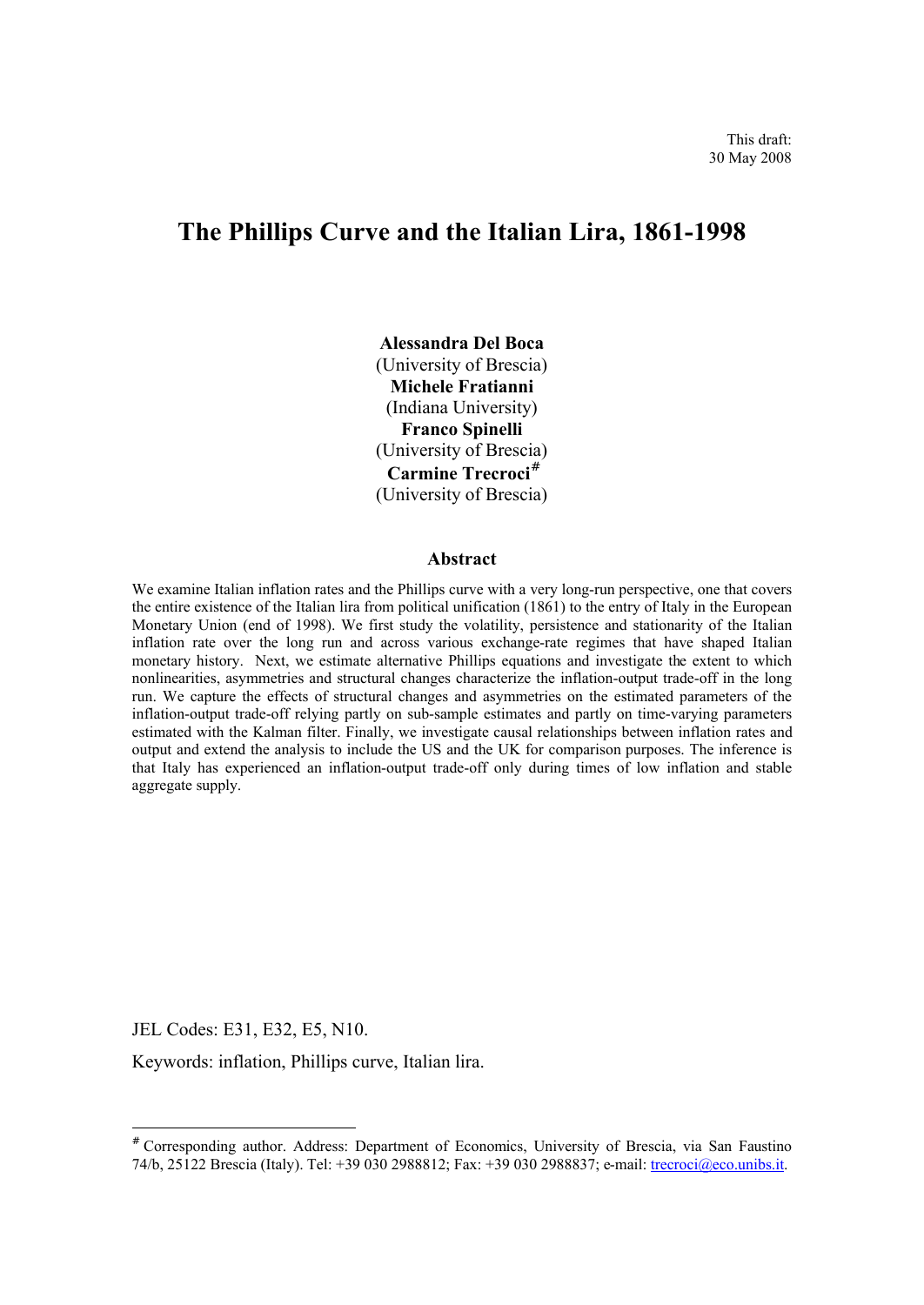This draft:
30 May 2008

# The Phillips Curve and the Italian Lira, 1861-1998

**Alessandra Del Boca**
(University of Brescia)
**Michele Fratianni**
(Indiana University)
**Franco Spinelli**
(University of Brescia)
**Carmine Trecroci**[#]
(University of Brescia)

## Abstract

We examine Italian inflation rates and the Phillips curve with a very long-run perspective, one that covers the entire existence of the Italian lira from political unification (1861) to the entry of Italy in the European Monetary Union (end of 1998). We first study the volatility, persistence and stationarity of the Italian inflation rate over the long run and across various exchange-rate regimes that have shaped Italian monetary history. Next, we estimate alternative Phillips equations and investigate the extent to which nonlinearities, asymmetries and structural changes characterize the inflation-output trade-off in the long run. We capture the effects of structural changes and asymmetries on the estimated parameters of the inflation-output trade-off relying partly on sub-sample estimates and partly on time-varying parameters estimated with the Kalman filter. Finally, we investigate causal relationships between inflation rates and output and extend the analysis to include the US and the UK for comparison purposes. The inference is that Italy has experienced an inflation-output trade-off only during times of low inflation and stable aggregate supply.

JEL Codes: E31, E32, E5, N10.

Keywords: inflation, Phillips curve, Italian lira.

---

[#] Corresponding author. Address: Department of Economics, University of Brescia, via San Faustino 74/b, 25122 Brescia (Italy). Tel: +39 030 2988812; Fax: +39 030 2988837; e-mail: trecroci@eco.unibs.it.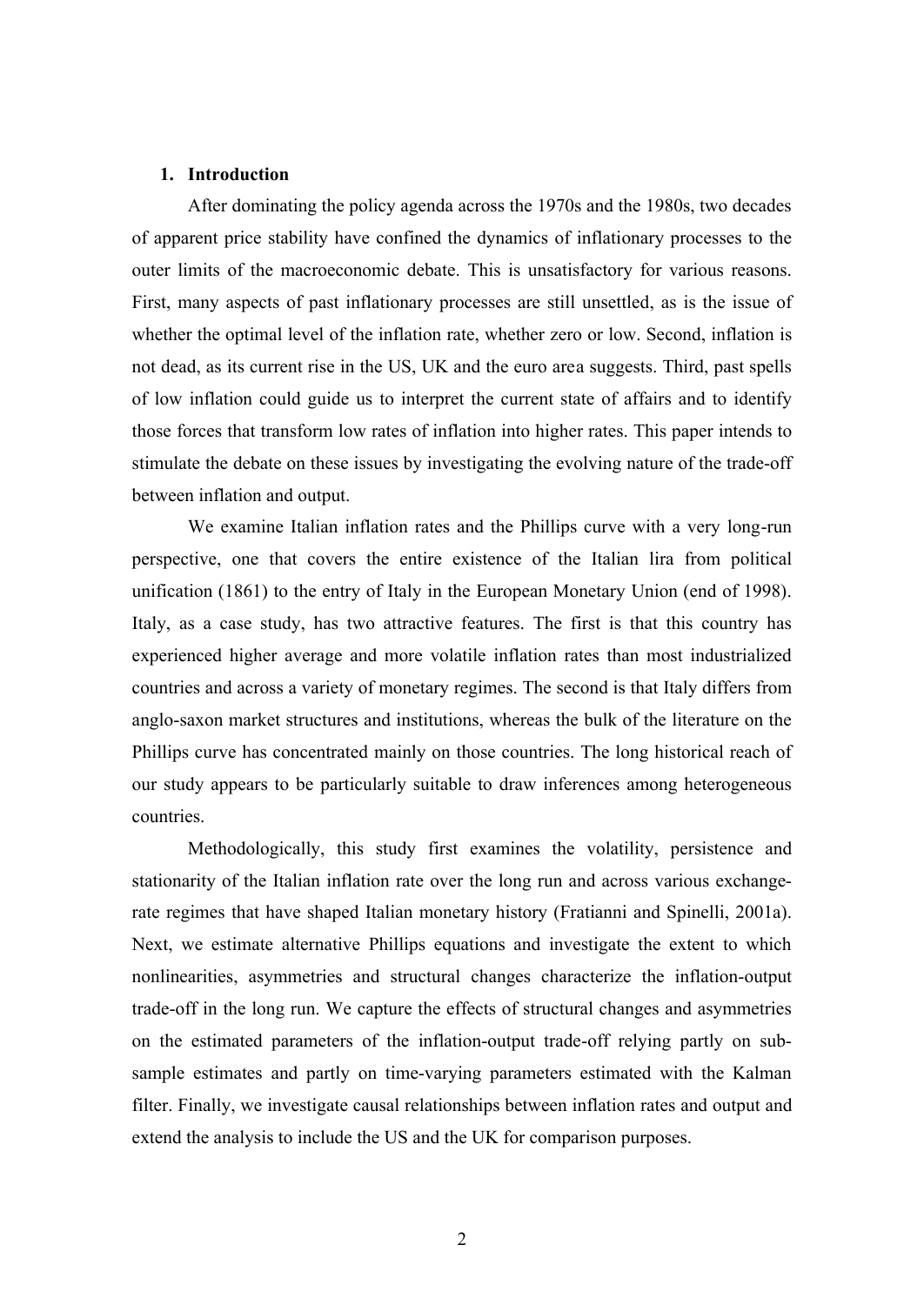## 1. Introduction

After dominating the policy agenda across the 1970s and the 1980s, two decades of apparent price stability have confined the dynamics of inflationary processes to the outer limits of the macroeconomic debate. This is unsatisfactory for various reasons. First, many aspects of past inflationary processes are still unsettled, as is the issue of whether the optimal level of the inflation rate, whether zero or low. Second, inflation is not dead, as its current rise in the US, UK and the euro area suggests. Third, past spells of low inflation could guide us to interpret the current state of affairs and to identify those forces that transform low rates of inflation into higher rates. This paper intends to stimulate the debate on these issues by investigating the evolving nature of the trade-off between inflation and output.

We examine Italian inflation rates and the Phillips curve with a very long-run perspective, one that covers the entire existence of the Italian lira from political unification (1861) to the entry of Italy in the European Monetary Union (end of 1998). Italy, as a case study, has two attractive features. The first is that this country has experienced higher average and more volatile inflation rates than most industrialized countries and across a variety of monetary regimes. The second is that Italy differs from anglo-saxon market structures and institutions, whereas the bulk of the literature on the Phillips curve has concentrated mainly on those countries. The long historical reach of our study appears to be particularly suitable to draw inferences among heterogeneous countries.

Methodologically, this study first examines the volatility, persistence and stationarity of the Italian inflation rate over the long run and across various exchange-rate regimes that have shaped Italian monetary history (Fratianni and Spinelli, 2001a). Next, we estimate alternative Phillips equations and investigate the extent to which nonlinearities, asymmetries and structural changes characterize the inflation-output trade-off in the long run. We capture the effects of structural changes and asymmetries on the estimated parameters of the inflation-output trade-off relying partly on sub-sample estimates and partly on time-varying parameters estimated with the Kalman filter. Finally, we investigate causal relationships between inflation rates and output and extend the analysis to include the US and the UK for comparison purposes.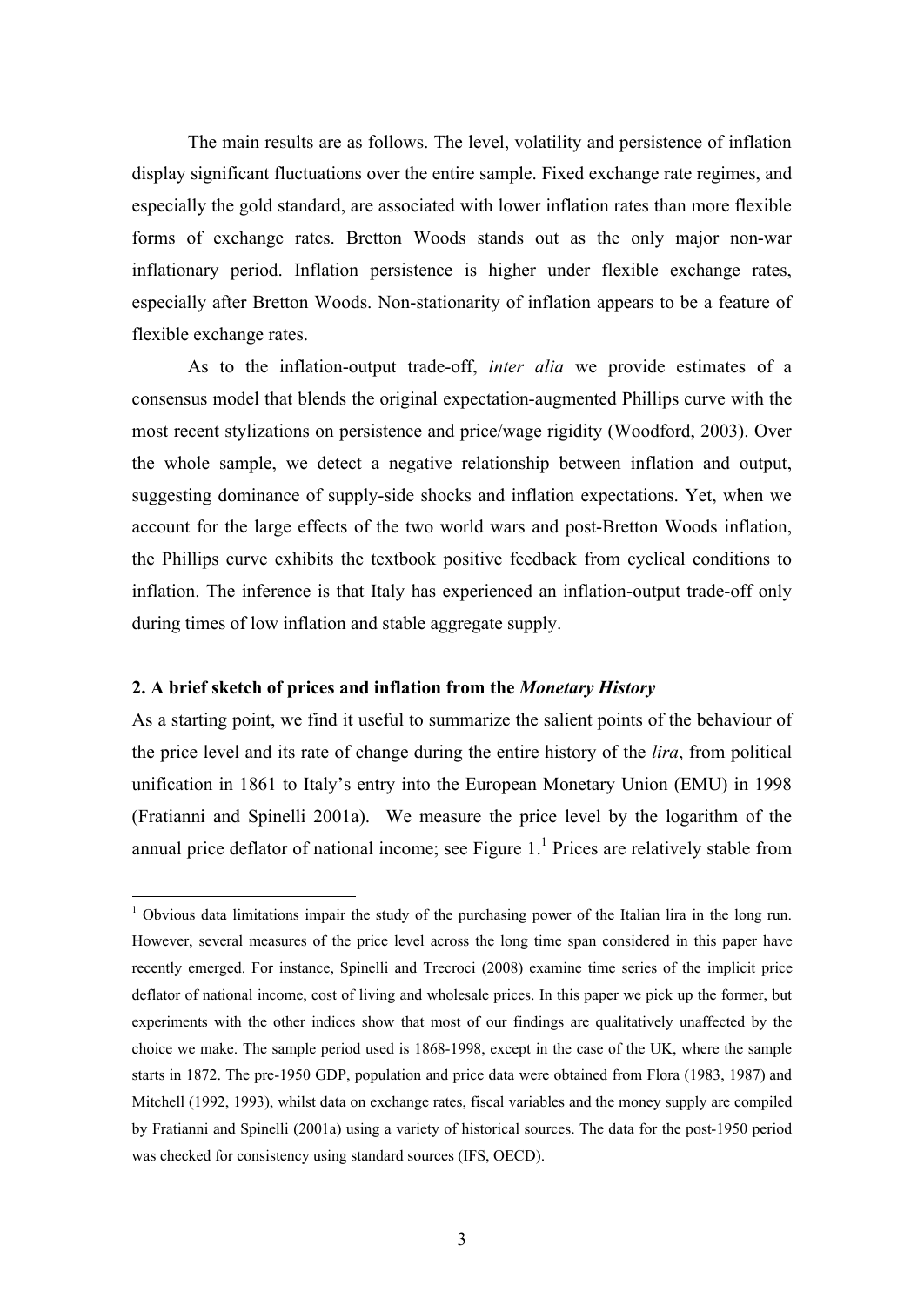The main results are as follows. The level, volatility and persistence of inflation display significant fluctuations over the entire sample. Fixed exchange rate regimes, and especially the gold standard, are associated with lower inflation rates than more flexible forms of exchange rates. Bretton Woods stands out as the only major non-war inflationary period. Inflation persistence is higher under flexible exchange rates, especially after Bretton Woods. Non-stationarity of inflation appears to be a feature of flexible exchange rates.

As to the inflation-output trade-off, *inter alia* we provide estimates of a consensus model that blends the original expectation-augmented Phillips curve with the most recent stylizations on persistence and price/wage rigidity (Woodford, 2003). Over the whole sample, we detect a negative relationship between inflation and output, suggesting dominance of supply-side shocks and inflation expectations. Yet, when we account for the large effects of the two world wars and post-Bretton Woods inflation, the Phillips curve exhibits the textbook positive feedback from cyclical conditions to inflation. The inference is that Italy has experienced an inflation-output trade-off only during times of low inflation and stable aggregate supply.

## 2. A brief sketch of prices and inflation from the *Monetary History*

As a starting point, we find it useful to summarize the salient points of the behaviour of the price level and its rate of change during the entire history of the *lira*, from political unification in 1861 to Italy's entry into the European Monetary Union (EMU) in 1998 (Fratianni and Spinelli 2001a). We measure the price level by the logarithm of the annual price deflator of national income; see Figure 1.[1] Prices are relatively stable from

[1] Obvious data limitations impair the study of the purchasing power of the Italian lira in the long run. However, several measures of the price level across the long time span considered in this paper have recently emerged. For instance, Spinelli and Trecroci (2008) examine time series of the implicit price deflator of national income, cost of living and wholesale prices. In this paper we pick up the former, but experiments with the other indices show that most of our findings are qualitatively unaffected by the choice we make. The sample period used is 1868-1998, except in the case of the UK, where the sample starts in 1872. The pre-1950 GDP, population and price data were obtained from Flora (1983, 1987) and Mitchell (1992, 1993), whilst data on exchange rates, fiscal variables and the money supply are compiled by Fratianni and Spinelli (2001a) using a variety of historical sources. The data for the post-1950 period was checked for consistency using standard sources (IFS, OECD).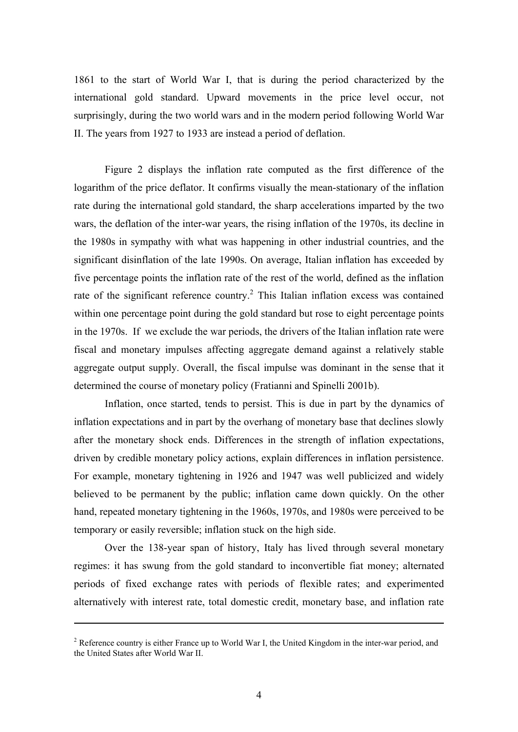1861 to the start of World War I, that is during the period characterized by the international gold standard. Upward movements in the price level occur, not surprisingly, during the two world wars and in the modern period following World War II. The years from 1927 to 1933 are instead a period of deflation.

Figure 2 displays the inflation rate computed as the first difference of the logarithm of the price deflator. It confirms visually the mean-stationary of the inflation rate during the international gold standard, the sharp accelerations imparted by the two wars, the deflation of the inter-war years, the rising inflation of the 1970s, its decline in the 1980s in sympathy with what was happening in other industrial countries, and the significant disinflation of the late 1990s. On average, Italian inflation has exceeded by five percentage points the inflation rate of the rest of the world, defined as the inflation rate of the significant reference country.[2] This Italian inflation excess was contained within one percentage point during the gold standard but rose to eight percentage points in the 1970s. If we exclude the war periods, the drivers of the Italian inflation rate were fiscal and monetary impulses affecting aggregate demand against a relatively stable aggregate output supply. Overall, the fiscal impulse was dominant in the sense that it determined the course of monetary policy (Fratianni and Spinelli 2001b).

Inflation, once started, tends to persist. This is due in part by the dynamics of inflation expectations and in part by the overhang of monetary base that declines slowly after the monetary shock ends. Differences in the strength of inflation expectations, driven by credible monetary policy actions, explain differences in inflation persistence. For example, monetary tightening in 1926 and 1947 was well publicized and widely believed to be permanent by the public; inflation came down quickly. On the other hand, repeated monetary tightening in the 1960s, 1970s, and 1980s were perceived to be temporary or easily reversible; inflation stuck on the high side.

Over the 138-year span of history, Italy has lived through several monetary regimes: it has swung from the gold standard to inconvertible fiat money; alternated periods of fixed exchange rates with periods of flexible rates; and experimented alternatively with interest rate, total domestic credit, monetary base, and inflation rate

---

[2] Reference country is either France up to World War I, the United Kingdom in the inter-war period, and the United States after World War II.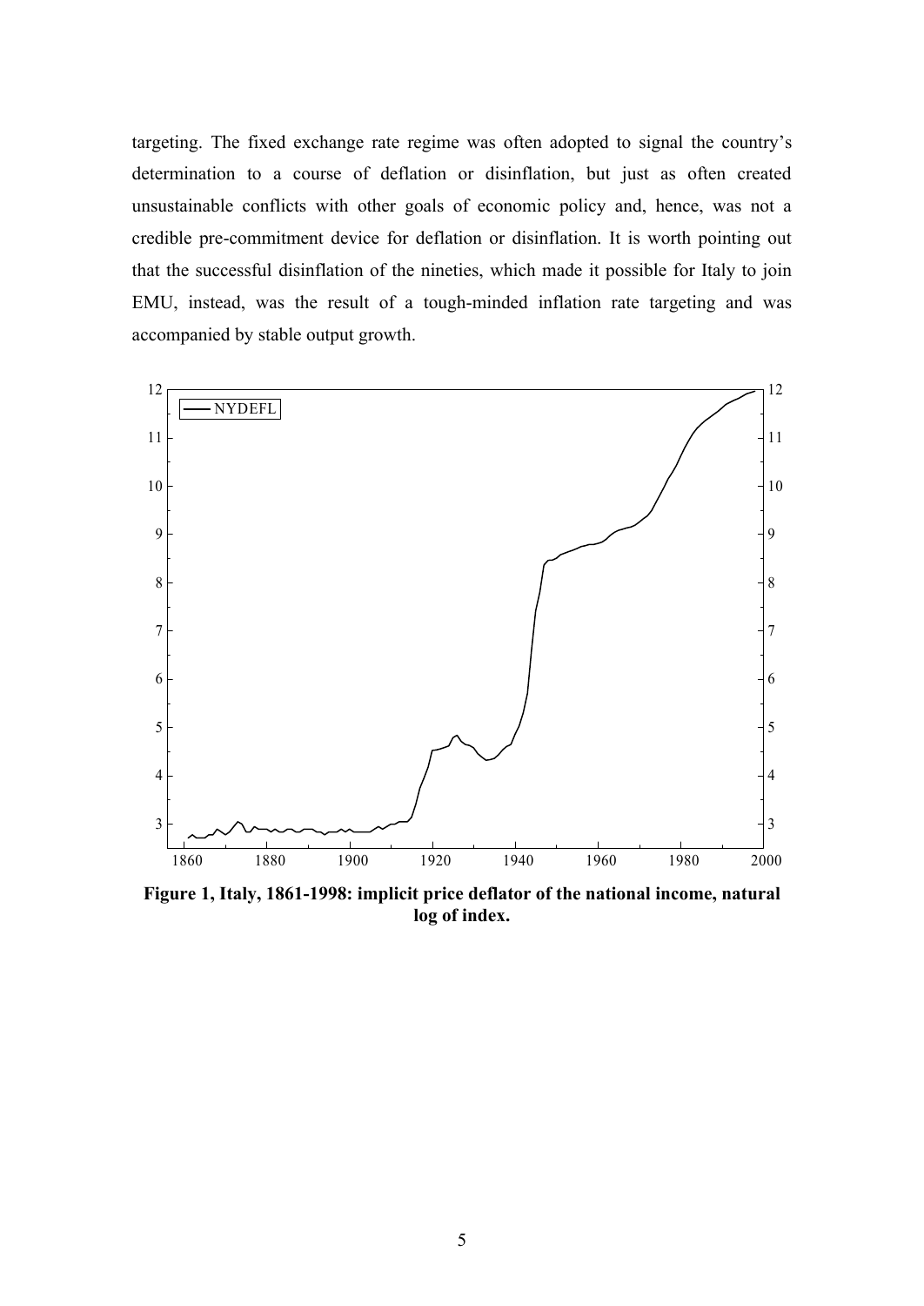targeting. The fixed exchange rate regime was often adopted to signal the country's determination to a course of deflation or disinflation, but just as often created unsustainable conflicts with other goals of economic policy and, hence, was not a credible pre-commitment device for deflation or disinflation. It is worth pointing out that the successful disinflation of the nineties, which made it possible for Italy to join EMU, instead, was the result of a tough-minded inflation rate targeting and was accompanied by stable output growth.

**Figure 1, Italy, 1861-1998: implicit price deflator of the national income, natural log of index.**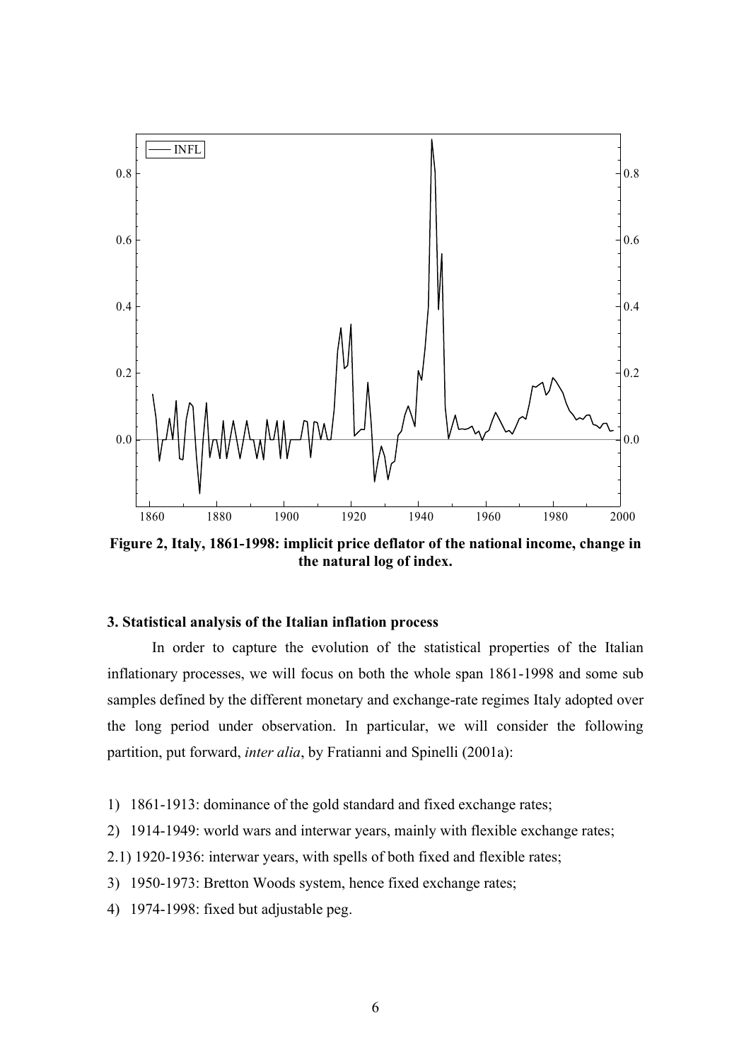**Figure 2, Italy, 1861-1998: implicit price deflator of the national income, change in the natural log of index.**

### 3. Statistical analysis of the Italian inflation process

In order to capture the evolution of the statistical properties of the Italian inflationary processes, we will focus on both the whole span 1861-1998 and some sub samples defined by the different monetary and exchange-rate regimes Italy adopted over the long period under observation. In particular, we will consider the following partition, put forward, *inter alia*, by Fratianni and Spinelli (2001a):

1) 1861-1913: dominance of the gold standard and fixed exchange rates;

2) 1914-1949: world wars and interwar years, mainly with flexible exchange rates;

2.1) 1920-1936: interwar years, with spells of both fixed and flexible rates;

3) 1950-1973: Bretton Woods system, hence fixed exchange rates;

4) 1974-1998: fixed but adjustable peg.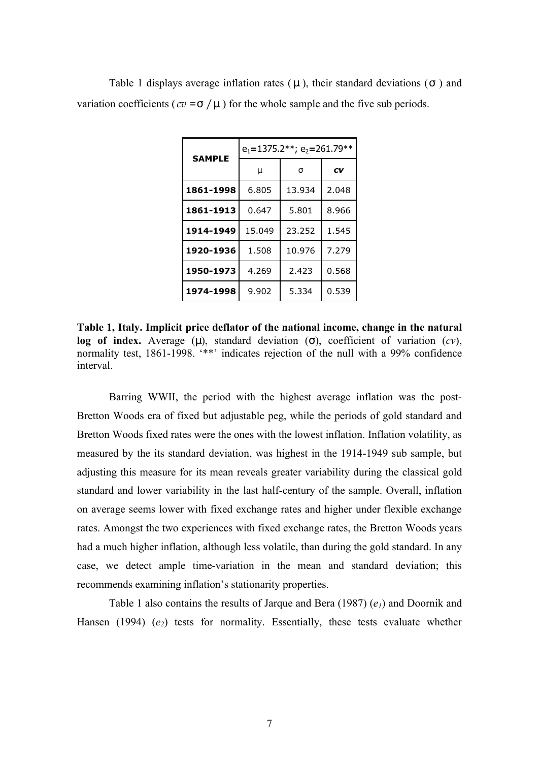Table 1 displays average inflation rates ($\mu$), their standard deviations ($\sigma$) and variation coefficients ($cv = \sigma / \mu$) for the whole sample and the five sub periods.

| **SAMPLE** | $e_1$=1375.2**; $e_2$=261.79** | | |
|---|---|---|---|
| | μ | σ | ***cv*** |
| **1861-1998** | 6.805 | 13.934 | 2.048 |
| **1861-1913** | 0.647 | 5.801 | 8.966 |
| **1914-1949** | 15.049 | 23.252 | 1.545 |
| **1920-1936** | 1.508 | 10.976 | 7.279 |
| **1950-1973** | 4.269 | 2.423 | 0.568 |
| **1974-1998** | 9.902 | 5.334 | 0.539 |

**Table 1, Italy. Implicit price deflator of the national income, change in the natural log of index.** Average ($\mu$), standard deviation ($\sigma$), coefficient of variation ($cv$), normality test, 1861-1998. '**' indicates rejection of the null with a 99% confidence interval.

Barring WWII, the period with the highest average inflation was the post-Bretton Woods era of fixed but adjustable peg, while the periods of gold standard and Bretton Woods fixed rates were the ones with the lowest inflation. Inflation volatility, as measured by the its standard deviation, was highest in the 1914-1949 sub sample, but adjusting this measure for its mean reveals greater variability during the classical gold standard and lower variability in the last half-century of the sample. Overall, inflation on average seems lower with fixed exchange rates and higher under flexible exchange rates. Amongst the two experiences with fixed exchange rates, the Bretton Woods years had a much higher inflation, although less volatile, than during the gold standard. In any case, we detect ample time-variation in the mean and standard deviation; this recommends examining inflation's stationarity properties.

Table 1 also contains the results of Jarque and Bera (1987) ($e_1$) and Doornik and Hansen (1994) ($e_2$) tests for normality. Essentially, these tests evaluate whether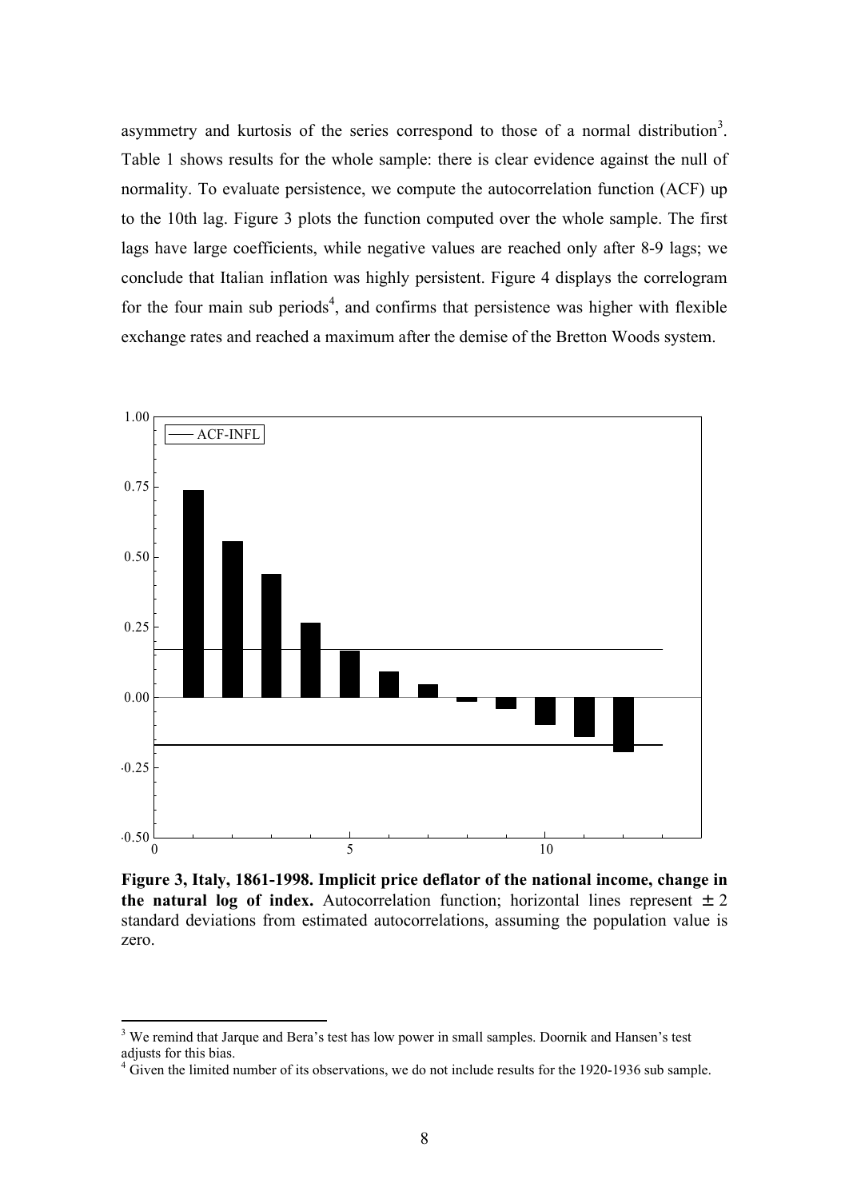asymmetry and kurtosis of the series correspond to those of a normal distribution[3]. Table 1 shows results for the whole sample: there is clear evidence against the null of normality. To evaluate persistence, we compute the autocorrelation function (ACF) up to the 10th lag. Figure 3 plots the function computed over the whole sample. The first lags have large coefficients, while negative values are reached only after 8-9 lags; we conclude that Italian inflation was highly persistent. Figure 4 displays the correlogram for the four main sub periods[4], and confirms that persistence was higher with flexible exchange rates and reached a maximum after the demise of the Bretton Woods system.

**Figure 3, Italy, 1861-1998. Implicit price deflator of the national income, change in the natural log of index.** Autocorrelation function; horizontal lines represent $\pm 2$ standard deviations from estimated autocorrelations, assuming the population value is zero.

[3] We remind that Jarque and Bera's test has low power in small samples. Doornik and Hansen's test adjusts for this bias.

[4] Given the limited number of its observations, we do not include results for the 1920-1936 sub sample.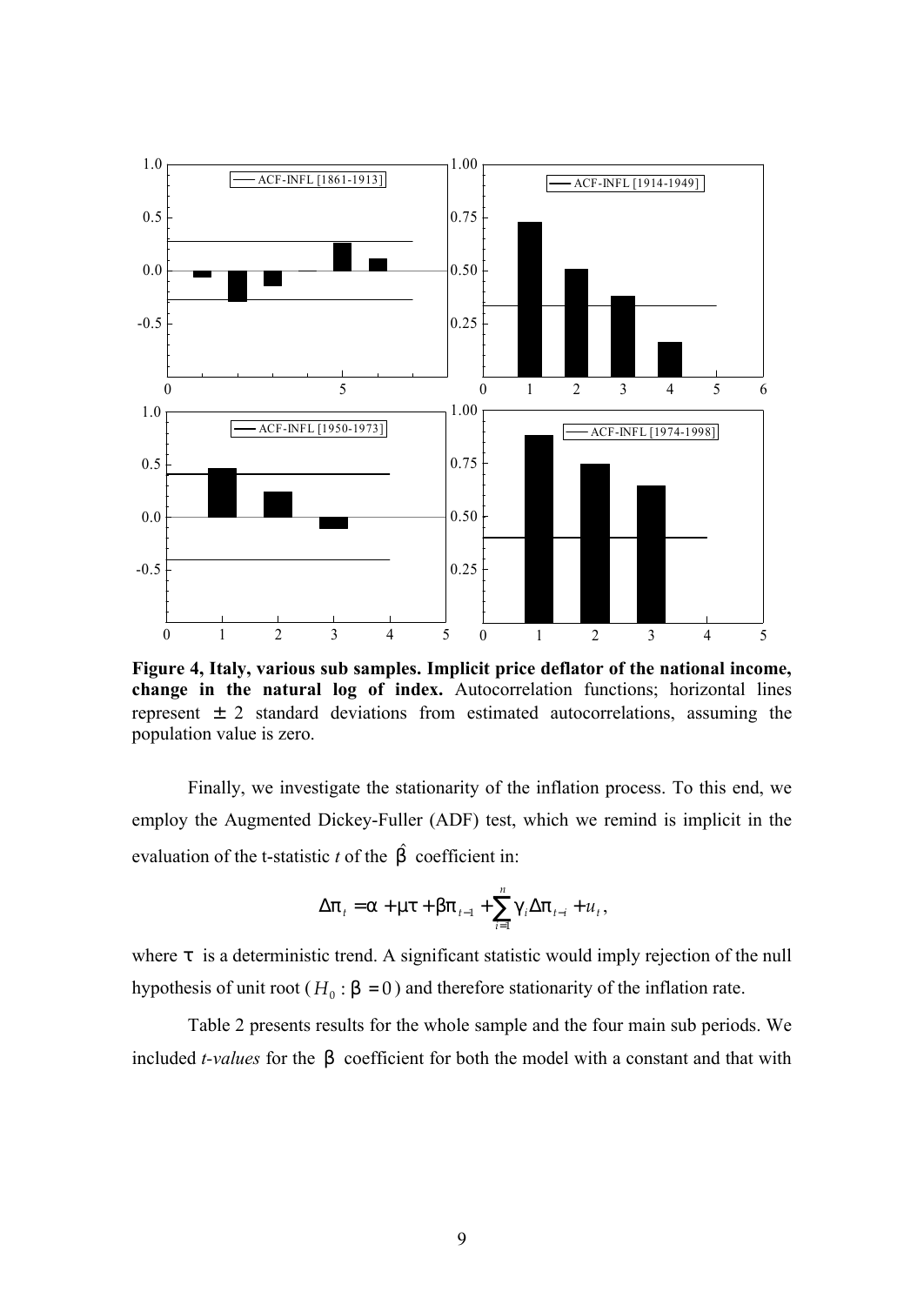**Figure 4, Italy, various sub samples. Implicit price deflator of the national income, change in the natural log of index.** Autocorrelation functions; horizontal lines represent $\pm$ 2 standard deviations from estimated autocorrelations, assuming the population value is zero.

Finally, we investigate the stationarity of the inflation process. To this end, we employ the Augmented Dickey-Fuller (ADF) test, which we remind is implicit in the evaluation of the t-statistic *t* of the $\hat{\beta}$ coefficient in:

$$\Delta\pi_t = \alpha + \mu\tau + \beta\pi_{t-1} + \sum_{i=1}^{n} \gamma_i \Delta\pi_{t-i} + u_t,$$

where $\tau$ is a deterministic trend. A significant statistic would imply rejection of the null hypothesis of unit root ($H_0 : \beta = 0$) and therefore stationarity of the inflation rate.

Table 2 presents results for the whole sample and the four main sub periods. We included *t-values* for the $\beta$ coefficient for both the model with a constant and that with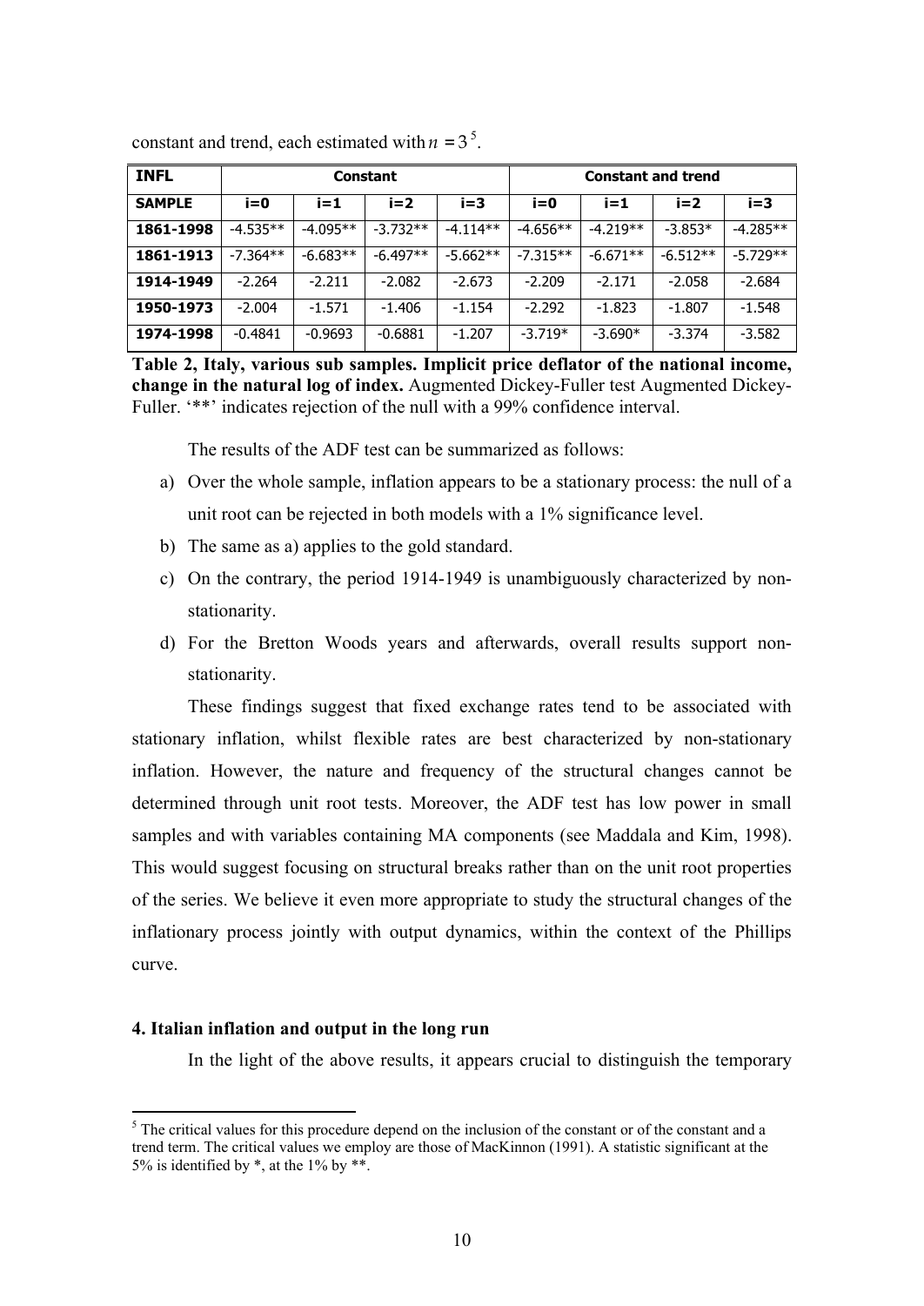constant and trend, each estimated with $n = 3$[5].

| INFL | Constant | | | | Constant and trend | | | |
|---|---|---|---|---|---|---|---|---|
| SAMPLE | i=0 | i=1 | i=2 | i=3 | i=0 | i=1 | i=2 | i=3 |
| 1861-1998 | -4.535** | -4.095** | -3.732** | -4.114** | -4.656** | -4.219** | -3.853* | -4.285** |
| 1861-1913 | -7.364** | -6.683** | -6.497** | -5.662** | -7.315** | -6.671** | -6.512** | -5.729** |
| 1914-1949 | -2.264 | -2.211 | -2.082 | -2.673 | -2.209 | -2.171 | -2.058 | -2.684 |
| 1950-1973 | -2.004 | -1.571 | -1.406 | -1.154 | -2.292 | -1.823 | -1.807 | -1.548 |
| 1974-1998 | -0.4841 | -0.9693 | -0.6881 | -1.207 | -3.719* | -3.690* | -3.374 | -3.582 |

**Table 2, Italy, various sub samples. Implicit price deflator of the national income, change in the natural log of index.** Augmented Dickey-Fuller test Augmented Dickey-Fuller. '**' indicates rejection of the null with a 99% confidence interval.

The results of the ADF test can be summarized as follows:

a) Over the whole sample, inflation appears to be a stationary process: the null of a unit root can be rejected in both models with a 1% significance level.
b) The same as a) applies to the gold standard.
c) On the contrary, the period 1914-1949 is unambiguously characterized by non-stationarity.
d) For the Bretton Woods years and afterwards, overall results support non-stationarity.

These findings suggest that fixed exchange rates tend to be associated with stationary inflation, whilst flexible rates are best characterized by non-stationary inflation. However, the nature and frequency of the structural changes cannot be determined through unit root tests. Moreover, the ADF test has low power in small samples and with variables containing MA components (see Maddala and Kim, 1998). This would suggest focusing on structural breaks rather than on the unit root properties of the series. We believe it even more appropriate to study the structural changes of the inflationary process jointly with output dynamics, within the context of the Phillips curve.

### 4. Italian inflation and output in the long run

In the light of the above results, it appears crucial to distinguish the temporary

[5] The critical values for this procedure depend on the inclusion of the constant or of the constant and a trend term. The critical values we employ are those of MacKinnon (1991). A statistic significant at the 5% is identified by *, at the 1% by **.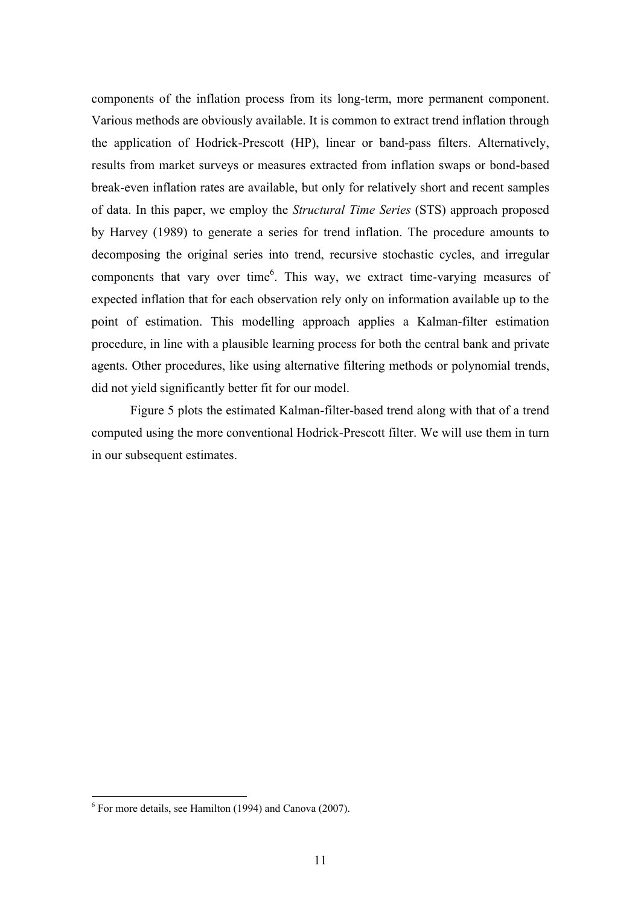components of the inflation process from its long-term, more permanent component. Various methods are obviously available. It is common to extract trend inflation through the application of Hodrick-Prescott (HP), linear or band-pass filters. Alternatively, results from market surveys or measures extracted from inflation swaps or bond-based break-even inflation rates are available, but only for relatively short and recent samples of data. In this paper, we employ the *Structural Time Series* (STS) approach proposed by Harvey (1989) to generate a series for trend inflation. The procedure amounts to decomposing the original series into trend, recursive stochastic cycles, and irregular components that vary over time[6]. This way, we extract time-varying measures of expected inflation that for each observation rely only on information available up to the point of estimation. This modelling approach applies a Kalman-filter estimation procedure, in line with a plausible learning process for both the central bank and private agents. Other procedures, like using alternative filtering methods or polynomial trends, did not yield significantly better fit for our model.

Figure 5 plots the estimated Kalman-filter-based trend along with that of a trend computed using the more conventional Hodrick-Prescott filter. We will use them in turn in our subsequent estimates.

[6] For more details, see Hamilton (1994) and Canova (2007).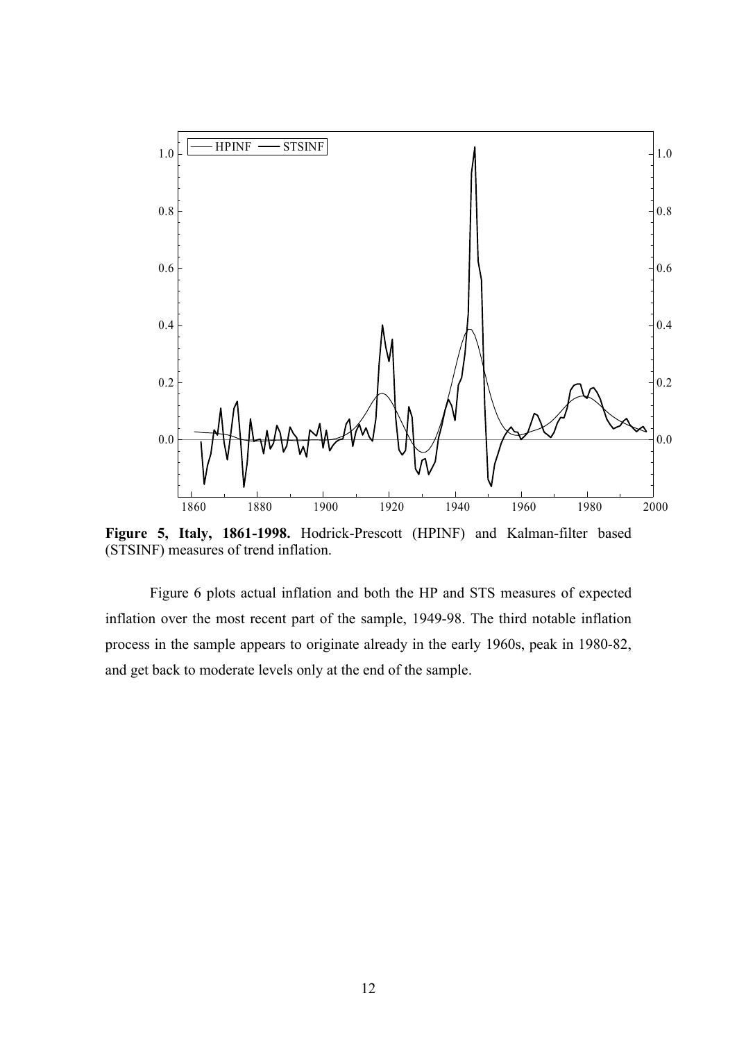**Figure 5, Italy, 1861-1998.** Hodrick-Prescott (HPINF) and Kalman-filter based (STSINF) measures of trend inflation.

Figure 6 plots actual inflation and both the HP and STS measures of expected inflation over the most recent part of the sample, 1949-98. The third notable inflation process in the sample appears to originate already in the early 1960s, peak in 1980-82, and get back to moderate levels only at the end of the sample.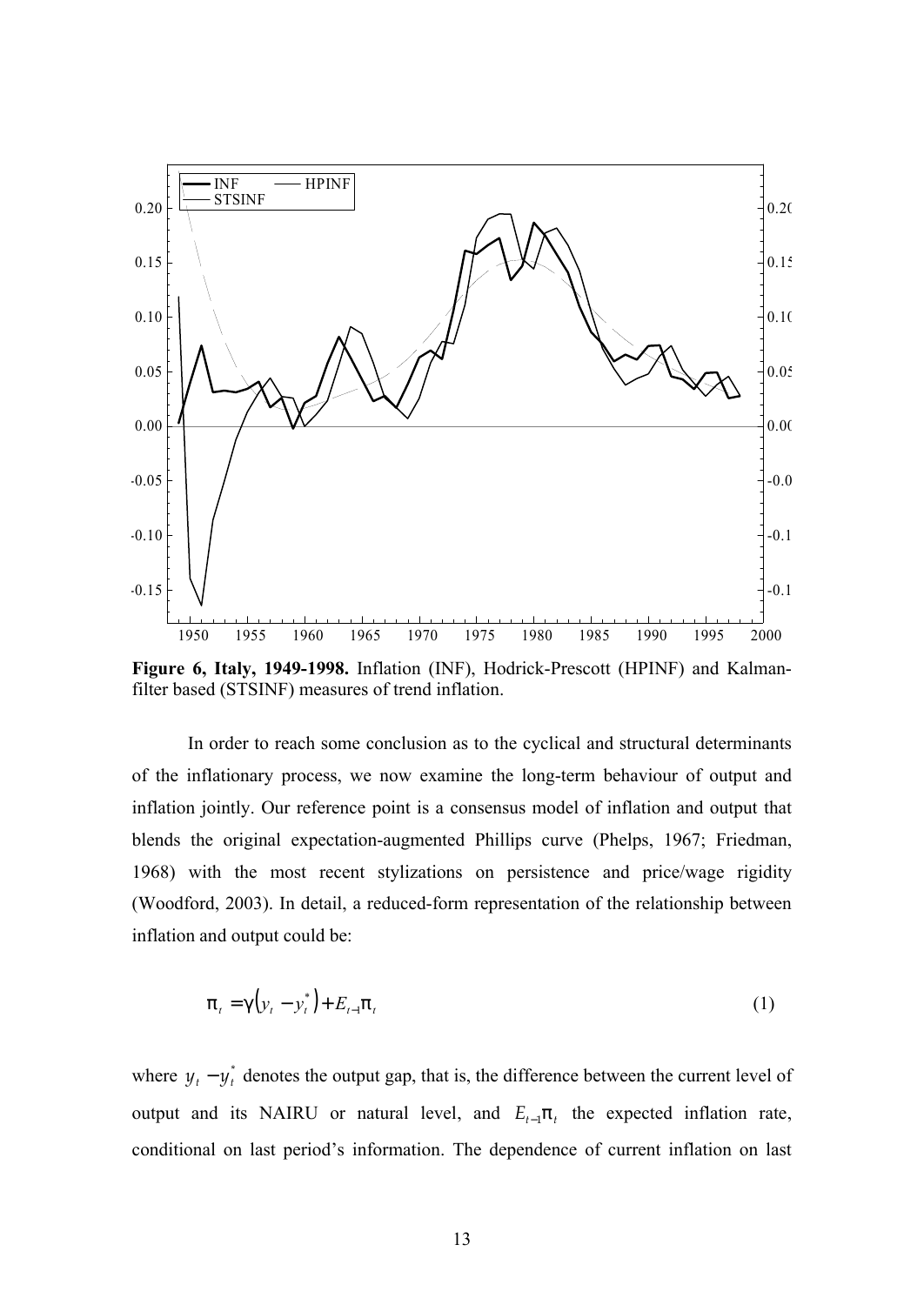**Figure 6, Italy, 1949-1998.** Inflation (INF), Hodrick-Prescott (HPINF) and Kalman-filter based (STSINF) measures of trend inflation.

In order to reach some conclusion as to the cyclical and structural determinants of the inflationary process, we now examine the long-term behaviour of output and inflation jointly. Our reference point is a consensus model of inflation and output that blends the original expectation-augmented Phillips curve (Phelps, 1967; Friedman, 1968) with the most recent stylizations on persistence and price/wage rigidity (Woodford, 2003). In detail, a reduced-form representation of the relationship between inflation and output could be:

$$\pi_t = \gamma\left(y_t - y_t^*\right) + E_{t-1}\pi_t \tag{1}$$

where $y_t - y_t^*$ denotes the output gap, that is, the difference between the current level of output and its NAIRU or natural level, and $E_{t-1}\pi_t$ the expected inflation rate, conditional on last period's information. The dependence of current inflation on last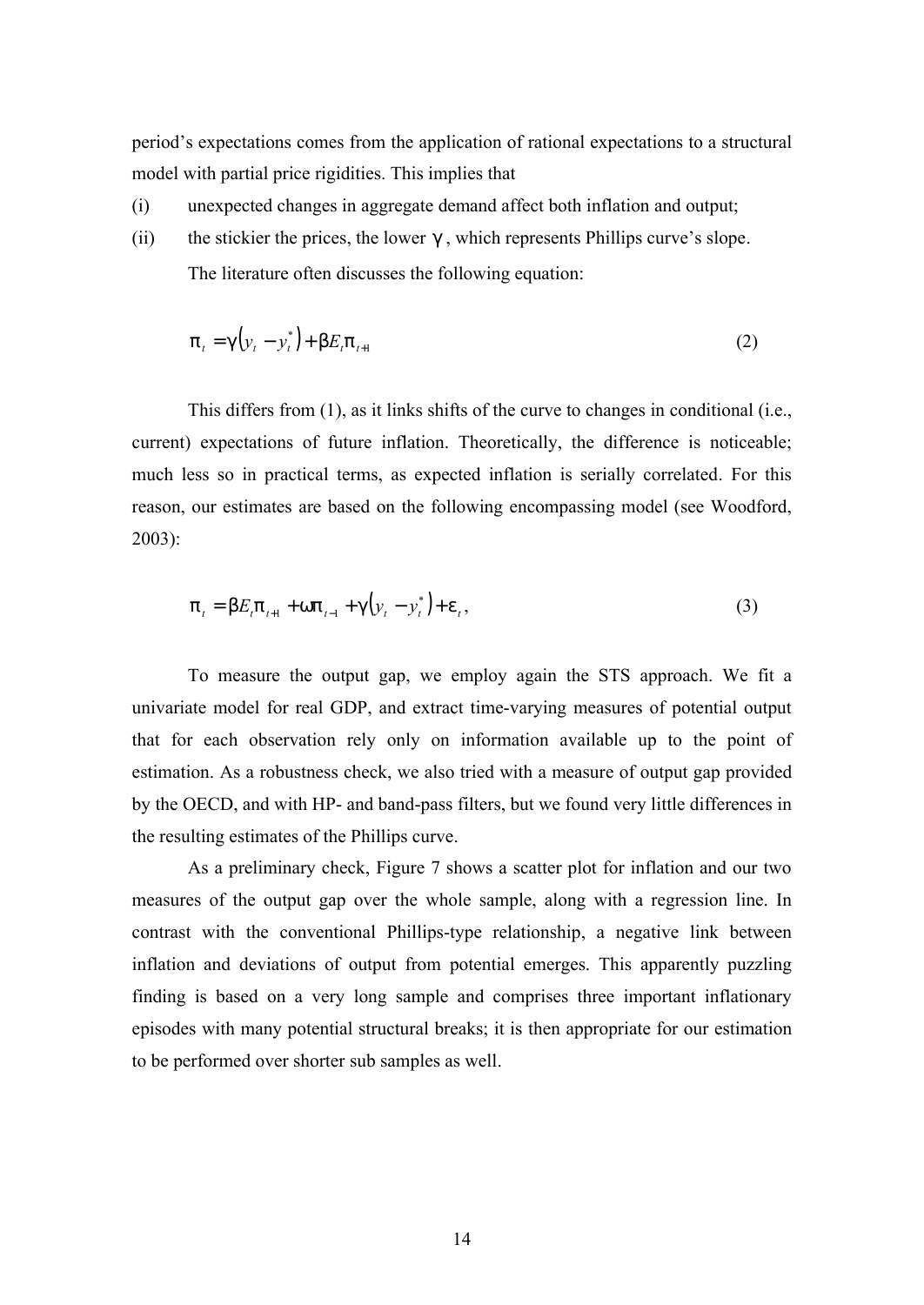period's expectations comes from the application of rational expectations to a structural model with partial price rigidities. This implies that

(i) unexpected changes in aggregate demand affect both inflation and output;

(ii) the stickier the prices, the lower $\gamma$, which represents Phillips curve's slope.

The literature often discusses the following equation:

$$\pi_t = \gamma\left(y_t - y_t^*\right) + \beta E_t \pi_{t+1} \tag{2}$$

This differs from (1), as it links shifts of the curve to changes in conditional (i.e., current) expectations of future inflation. Theoretically, the difference is noticeable; much less so in practical terms, as expected inflation is serially correlated. For this reason, our estimates are based on the following encompassing model (see Woodford, 2003):

$$\pi_t = \beta E_t \pi_{t+1} + \omega \pi_{t-1} + \gamma\left(y_t - y_t^*\right) + \varepsilon_t, \tag{3}$$

To measure the output gap, we employ again the STS approach. We fit a univariate model for real GDP, and extract time-varying measures of potential output that for each observation rely only on information available up to the point of estimation. As a robustness check, we also tried with a measure of output gap provided by the OECD, and with HP- and band-pass filters, but we found very little differences in the resulting estimates of the Phillips curve.

As a preliminary check, Figure 7 shows a scatter plot for inflation and our two measures of the output gap over the whole sample, along with a regression line. In contrast with the conventional Phillips-type relationship, a negative link between inflation and deviations of output from potential emerges. This apparently puzzling finding is based on a very long sample and comprises three important inflationary episodes with many potential structural breaks; it is then appropriate for our estimation to be performed over shorter sub samples as well.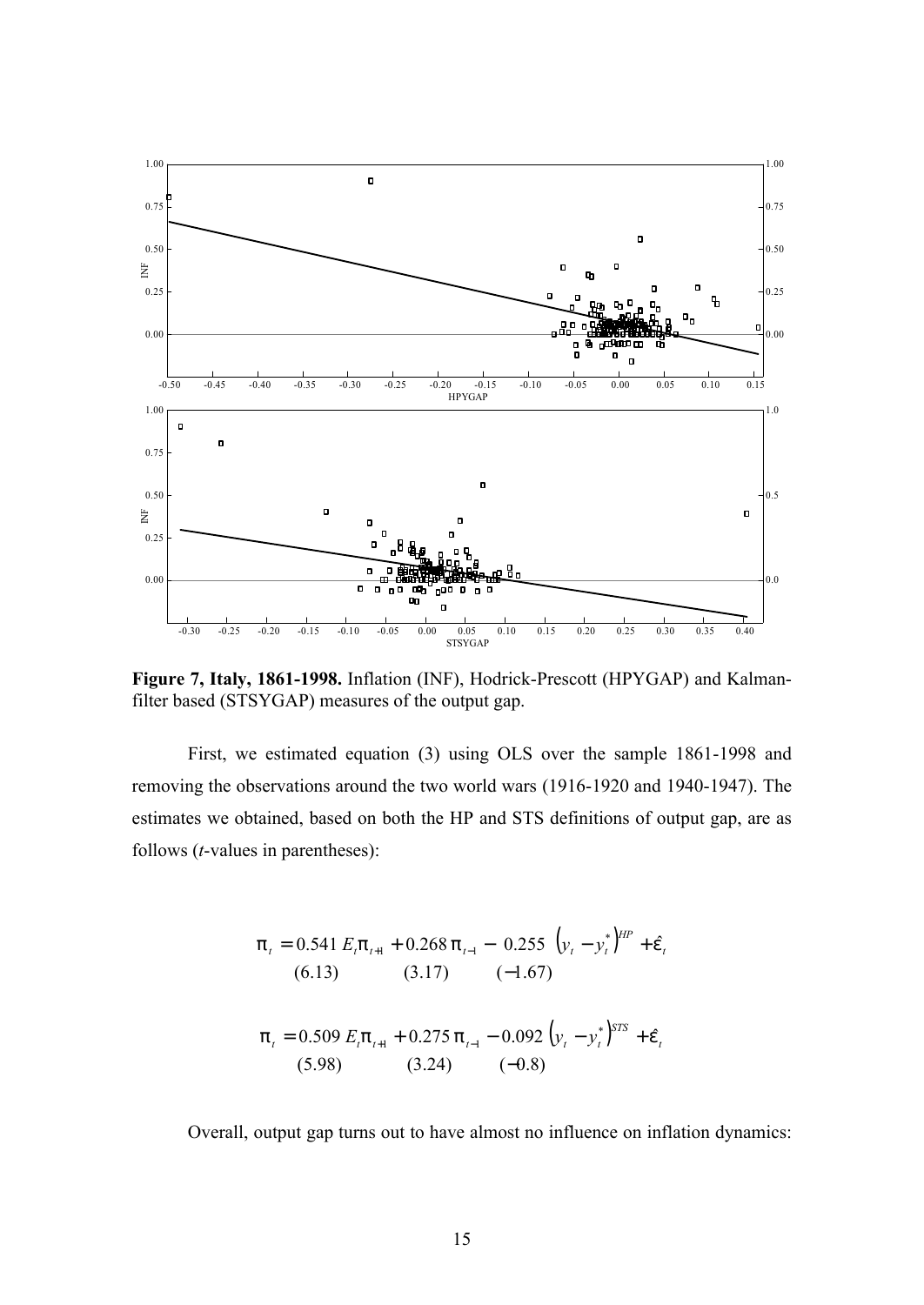**Figure 7, Italy, 1861-1998.** Inflation (INF), Hodrick-Prescott (HPYGAP) and Kalman-filter based (STSYGAP) measures of the output gap.

First, we estimated equation (3) using OLS over the sample 1861-1998 and removing the observations around the two world wars (1916-1920 and 1940-1947). The estimates we obtained, based on both the HP and STS definitions of output gap, are as follows (*t*-values in parentheses):

$$\pi_t = \underset{(6.13)}{0.541}\, E_t \pi_{t+1} + \underset{(3.17)}{0.268}\, \pi_{t-1} - \underset{(-1.67)}{0.255}\, \left(y_t - y_t^*\right)^{HP} + \hat{\varepsilon}_t$$

$$\pi_t = \underset{(5.98)}{0.509}\, E_t \pi_{t+1} + \underset{(3.24)}{0.275}\, \pi_{t-1} - \underset{(-0.8)}{0.092}\, \left(y_t - y_t^*\right)^{STS} + \hat{\varepsilon}_t$$

Overall, output gap turns out to have almost no influence on inflation dynamics: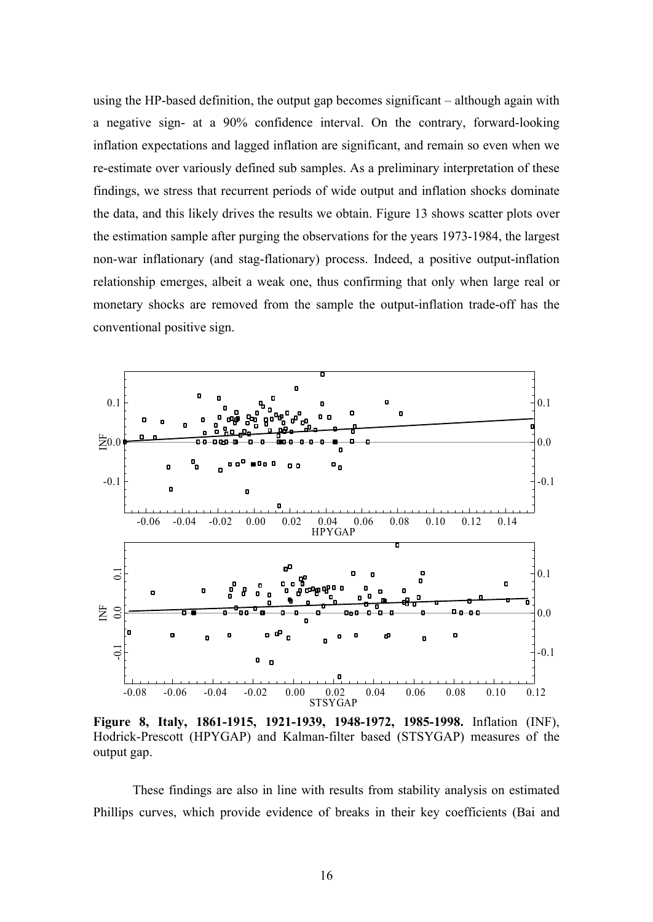using the HP-based definition, the output gap becomes significant – although again with a negative sign- at a 90% confidence interval. On the contrary, forward-looking inflation expectations and lagged inflation are significant, and remain so even when we re-estimate over variously defined sub samples. As a preliminary interpretation of these findings, we stress that recurrent periods of wide output and inflation shocks dominate the data, and this likely drives the results we obtain. Figure 13 shows scatter plots over the estimation sample after purging the observations for the years 1973-1984, the largest non-war inflationary (and stag-flationary) process. Indeed, a positive output-inflation relationship emerges, albeit a weak one, thus confirming that only when large real or monetary shocks are removed from the sample the output-inflation trade-off has the conventional positive sign.

**Figure 8, Italy, 1861-1915, 1921-1939, 1948-1972, 1985-1998.** Inflation (INF), Hodrick-Prescott (HPYGAP) and Kalman-filter based (STSYGAP) measures of the output gap.

These findings are also in line with results from stability analysis on estimated Phillips curves, which provide evidence of breaks in their key coefficients (Bai and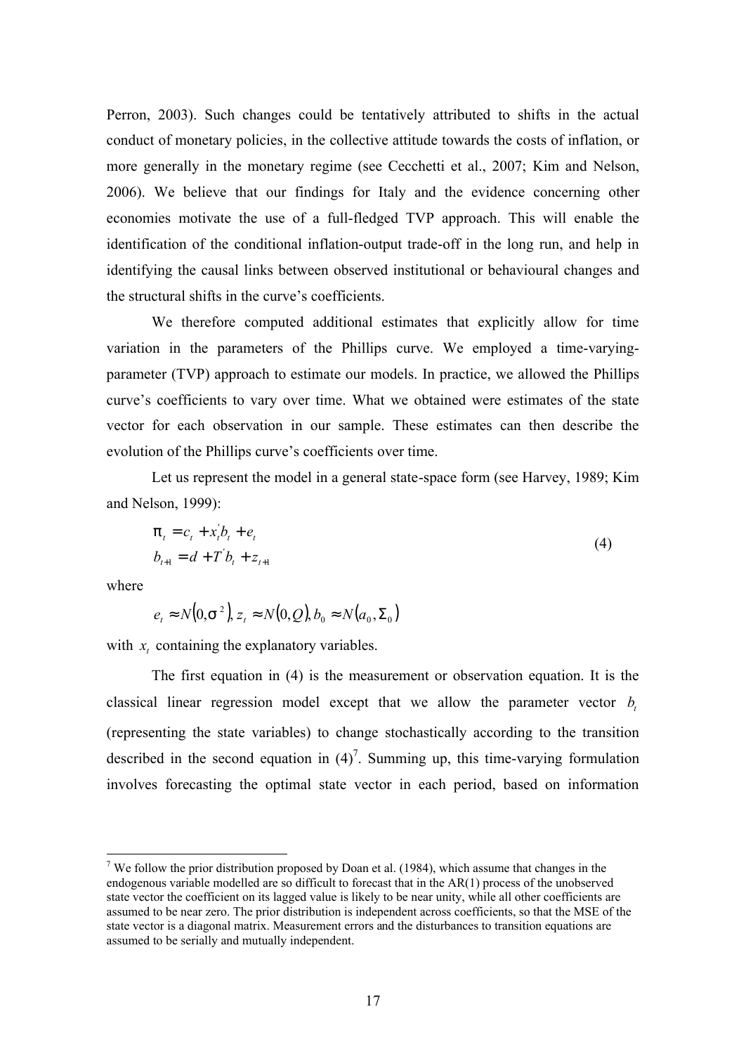Perron, 2003). Such changes could be tentatively attributed to shifts in the actual conduct of monetary policies, in the collective attitude towards the costs of inflation, or more generally in the monetary regime (see Cecchetti et al., 2007; Kim and Nelson, 2006). We believe that our findings for Italy and the evidence concerning other economies motivate the use of a full-fledged TVP approach. This will enable the identification of the conditional inflation-output trade-off in the long run, and help in identifying the causal links between observed institutional or behavioural changes and the structural shifts in the curve's coefficients.

We therefore computed additional estimates that explicitly allow for time variation in the parameters of the Phillips curve. We employed a time-varying-parameter (TVP) approach to estimate our models. In practice, we allowed the Phillips curve's coefficients to vary over time. What we obtained were estimates of the state vector for each observation in our sample. These estimates can then describe the evolution of the Phillips curve's coefficients over time.

Let us represent the model in a general state-space form (see Harvey, 1989; Kim and Nelson, 1999):

$$
\begin{aligned}
\pi_t &= c_t + x_t^{'} b_t + e_t \\
b_{t+1} &= d + T^{'} b_t + z_{t+1}
\end{aligned}
\tag{4}
$$

where

$$
e_t \approx N\left(0, \sigma^2\right), z_t \approx N\left(0, Q\right), b_0 \approx N\left(a_0, \Sigma_0\right)
$$

with $x_t$ containing the explanatory variables.

The first equation in (4) is the measurement or observation equation. It is the classical linear regression model except that we allow the parameter vector $b_t$ (representing the state variables) to change stochastically according to the transition described in the second equation in (4)[7]. Summing up, this time-varying formulation involves forecasting the optimal state vector in each period, based on information

[7] We follow the prior distribution proposed by Doan et al. (1984), which assume that changes in the endogenous variable modelled are so difficult to forecast that in the AR(1) process of the unobserved state vector the coefficient on its lagged value is likely to be near unity, while all other coefficients are assumed to be near zero. The prior distribution is independent across coefficients, so that the MSE of the state vector is a diagonal matrix. Measurement errors and the disturbances to transition equations are assumed to be serially and mutually independent.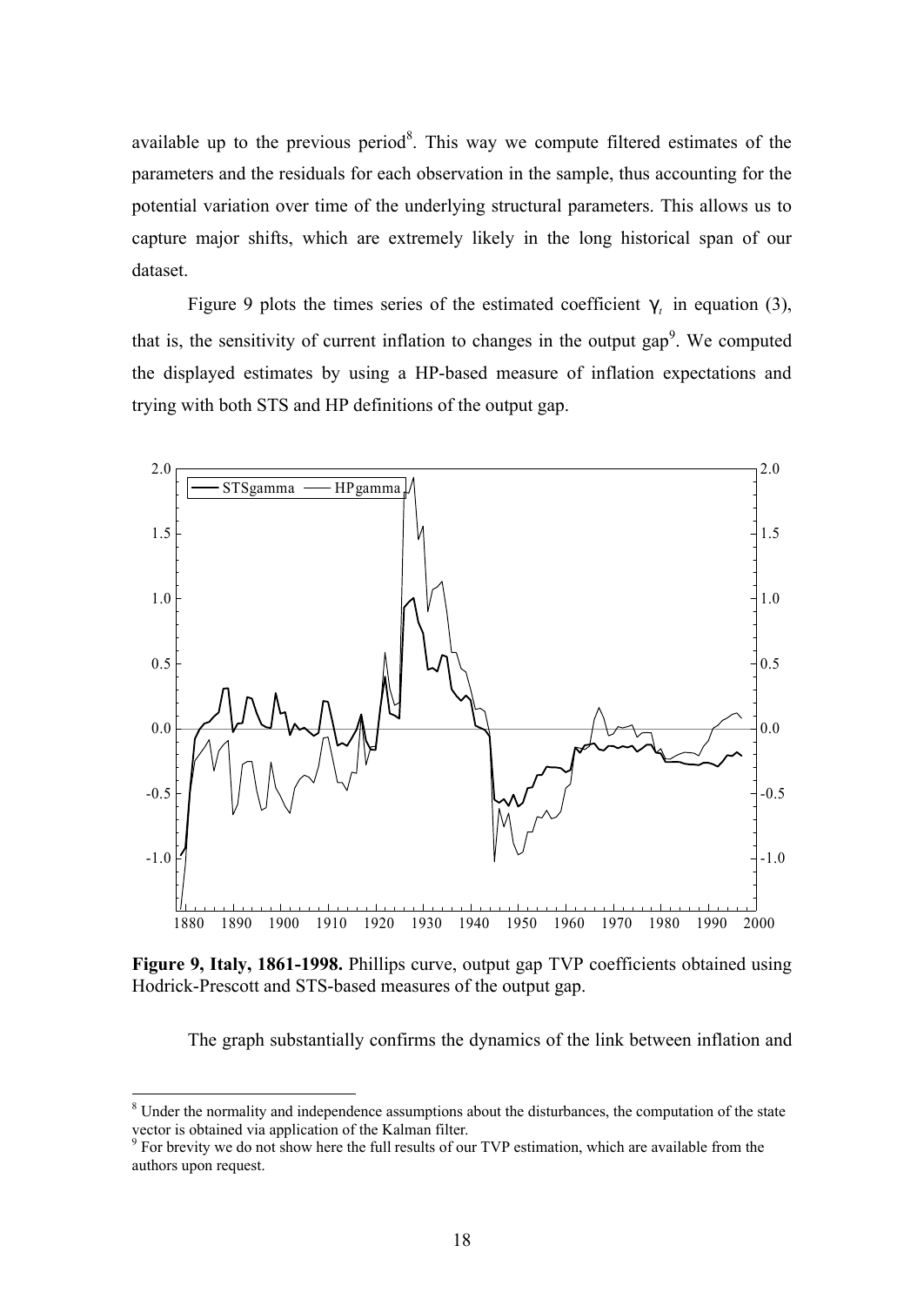available up to the previous period[8]. This way we compute filtered estimates of the parameters and the residuals for each observation in the sample, thus accounting for the potential variation over time of the underlying structural parameters. This allows us to capture major shifts, which are extremely likely in the long historical span of our dataset.

Figure 9 plots the times series of the estimated coefficient $\gamma_t$ in equation (3), that is, the sensitivity of current inflation to changes in the output gap[9]. We computed the displayed estimates by using a HP-based measure of inflation expectations and trying with both STS and HP definitions of the output gap.

**Figure 9, Italy, 1861-1998.** Phillips curve, output gap TVP coefficients obtained using Hodrick-Prescott and STS-based measures of the output gap.

The graph substantially confirms the dynamics of the link between inflation and

---

[8] Under the normality and independence assumptions about the disturbances, the computation of the state vector is obtained via application of the Kalman filter.

[9] For brevity we do not show here the full results of our TVP estimation, which are available from the authors upon request.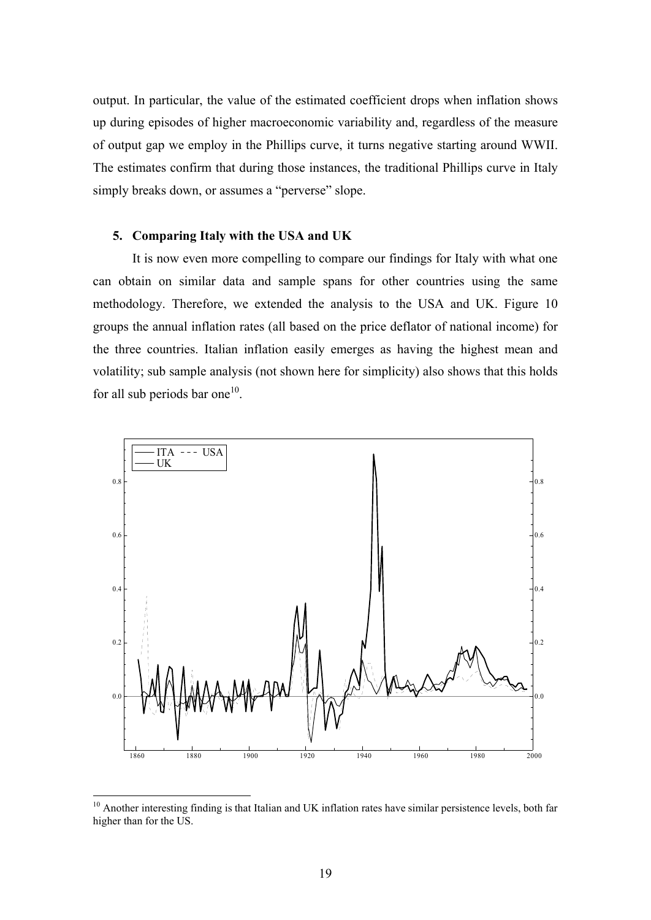output. In particular, the value of the estimated coefficient drops when inflation shows up during episodes of higher macroeconomic variability and, regardless of the measure of output gap we employ in the Phillips curve, it turns negative starting around WWII. The estimates confirm that during those instances, the traditional Phillips curve in Italy simply breaks down, or assumes a "perverse" slope.

## 5. Comparing Italy with the USA and UK

It is now even more compelling to compare our findings for Italy with what one can obtain on similar data and sample spans for other countries using the same methodology. Therefore, we extended the analysis to the USA and UK. Figure 10 groups the annual inflation rates (all based on the price deflator of national income) for the three countries. Italian inflation easily emerges as having the highest mean and volatility; sub sample analysis (not shown here for simplicity) also shows that this holds for all sub periods bar one[10].

[10] Another interesting finding is that Italian and UK inflation rates have similar persistence levels, both far higher than for the US.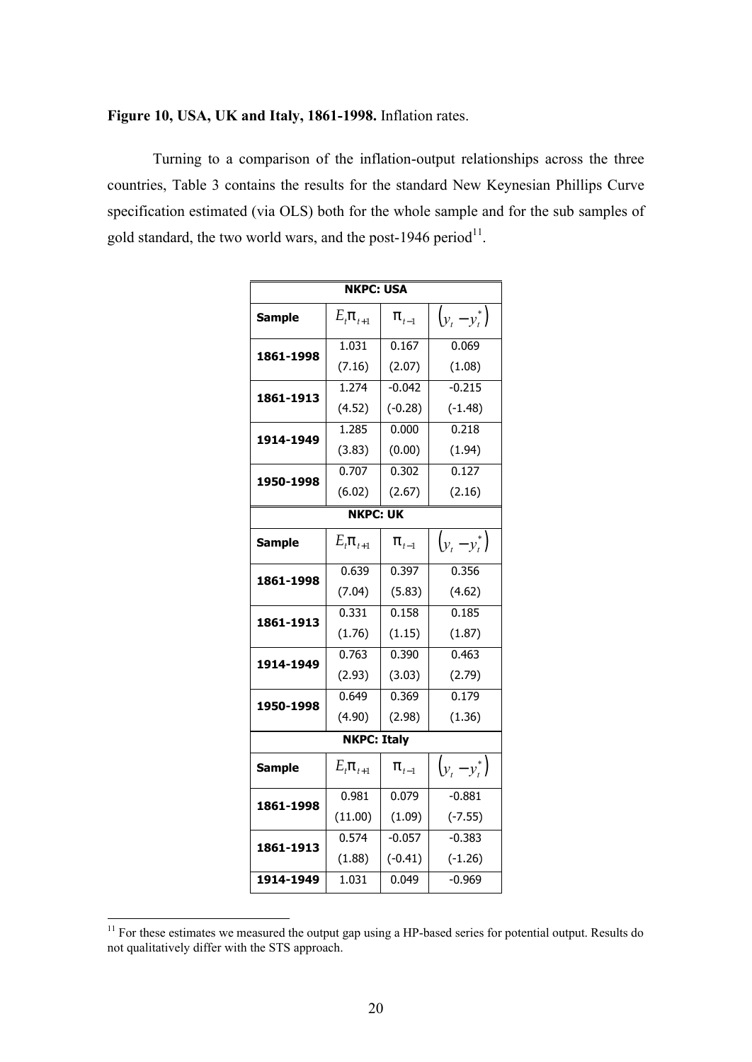**Figure 10, USA, UK and Italy, 1861-1998.** Inflation rates.

Turning to a comparison of the inflation-output relationships across the three countries, Table 3 contains the results for the standard New Keynesian Phillips Curve specification estimated (via OLS) both for the whole sample and for the sub samples of gold standard, the two world wars, and the post-1946 period[11].

| **NKPC: USA** | | | |
|---|---|---|---|
| **Sample** | $E_t \pi_{t+1}$ | $\pi_{t-1}$ | $\left(y_t - y_t^*\right)$ |
| **1861-1998** | 1.031 | 0.167 | 0.069 |
| | (7.16) | (2.07) | (1.08) |
| **1861-1913** | 1.274 | -0.042 | -0.215 |
| | (4.52) | (-0.28) | (-1.48) |
| **1914-1949** | 1.285 | 0.000 | 0.218 |
| | (3.83) | (0.00) | (1.94) |
| **1950-1998** | 0.707 | 0.302 | 0.127 |
| | (6.02) | (2.67) | (2.16) |
| **NKPC: UK** | | | |
| **Sample** | $E_t \pi_{t+1}$ | $\pi_{t-1}$ | $\left(y_t - y_t^*\right)$ |
| **1861-1998** | 0.639 | 0.397 | 0.356 |
| | (7.04) | (5.83) | (4.62) |
| **1861-1913** | 0.331 | 0.158 | 0.185 |
| | (1.76) | (1.15) | (1.87) |
| **1914-1949** | 0.763 | 0.390 | 0.463 |
| | (2.93) | (3.03) | (2.79) |
| **1950-1998** | 0.649 | 0.369 | 0.179 |
| | (4.90) | (2.98) | (1.36) |
| **NKPC: Italy** | | | |
| **Sample** | $E_t \pi_{t+1}$ | $\pi_{t-1}$ | $\left(y_t - y_t^*\right)$ |
| **1861-1998** | 0.981 | 0.079 | -0.881 |
| | (11.00) | (1.09) | (-7.55) |
| **1861-1913** | 0.574 | -0.057 | -0.383 |
| | (1.88) | (-0.41) | (-1.26) |
| **1914-1949** | 1.031 | 0.049 | -0.969 |

[11] For these estimates we measured the output gap using a HP-based series for potential output. Results do not qualitatively differ with the STS approach.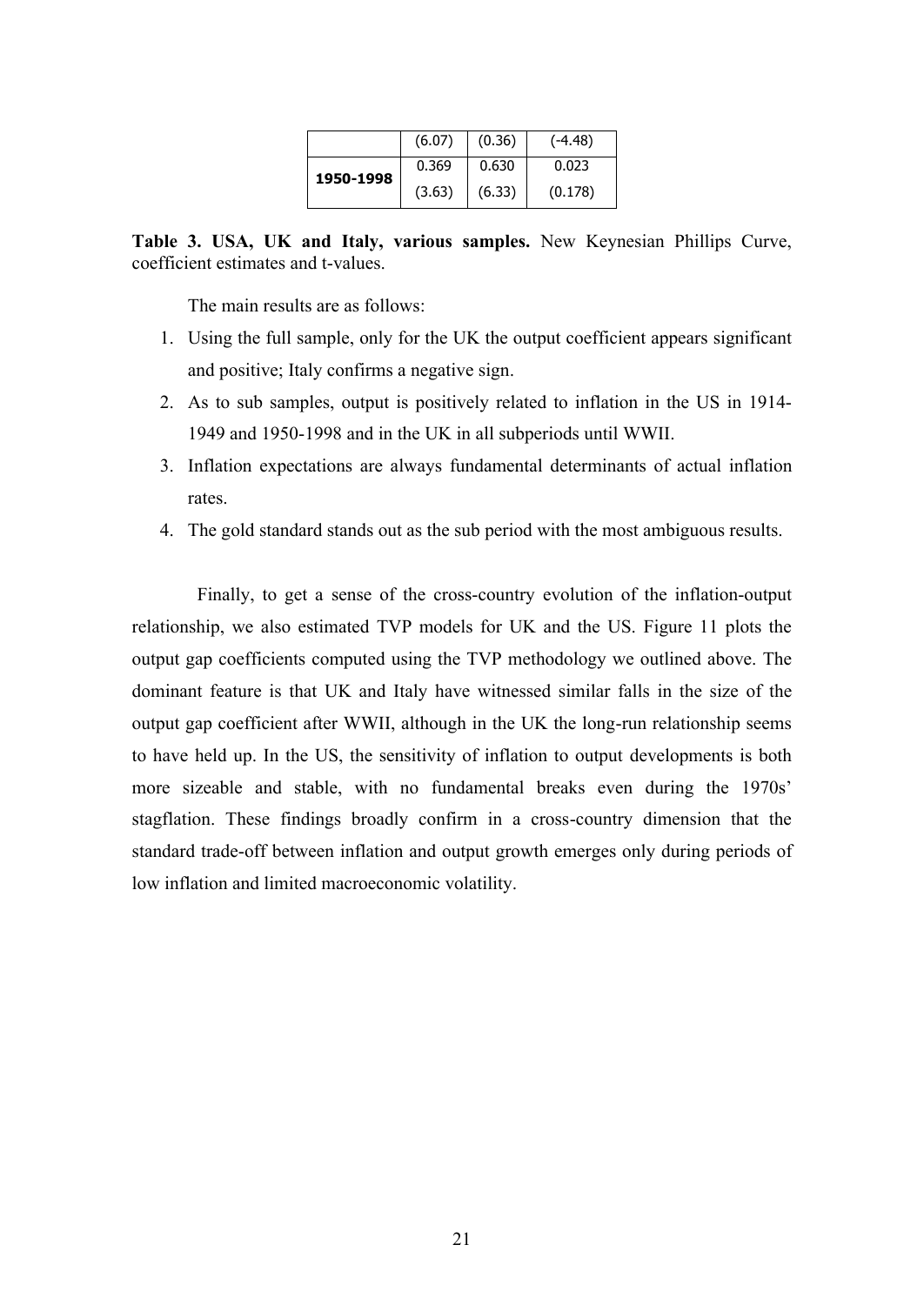| | | | |
|---|---|---|---|
| | (6.07) | (0.36) | (-4.48) |
| **1950-1998** | 0.369 | 0.630 | 0.023 |
| | (3.63) | (6.33) | (0.178) |

**Table 3. USA, UK and Italy, various samples.** New Keynesian Phillips Curve, coefficient estimates and t-values.

The main results are as follows:

1. Using the full sample, only for the UK the output coefficient appears significant and positive; Italy confirms a negative sign.
2. As to sub samples, output is positively related to inflation in the US in 1914-1949 and 1950-1998 and in the UK in all subperiods until WWII.
3. Inflation expectations are always fundamental determinants of actual inflation rates.
4. The gold standard stands out as the sub period with the most ambiguous results.

Finally, to get a sense of the cross-country evolution of the inflation-output relationship, we also estimated TVP models for UK and the US. Figure 11 plots the output gap coefficients computed using the TVP methodology we outlined above. The dominant feature is that UK and Italy have witnessed similar falls in the size of the output gap coefficient after WWII, although in the UK the long-run relationship seems to have held up. In the US, the sensitivity of inflation to output developments is both more sizeable and stable, with no fundamental breaks even during the 1970s' stagflation. These findings broadly confirm in a cross-country dimension that the standard trade-off between inflation and output growth emerges only during periods of low inflation and limited macroeconomic volatility.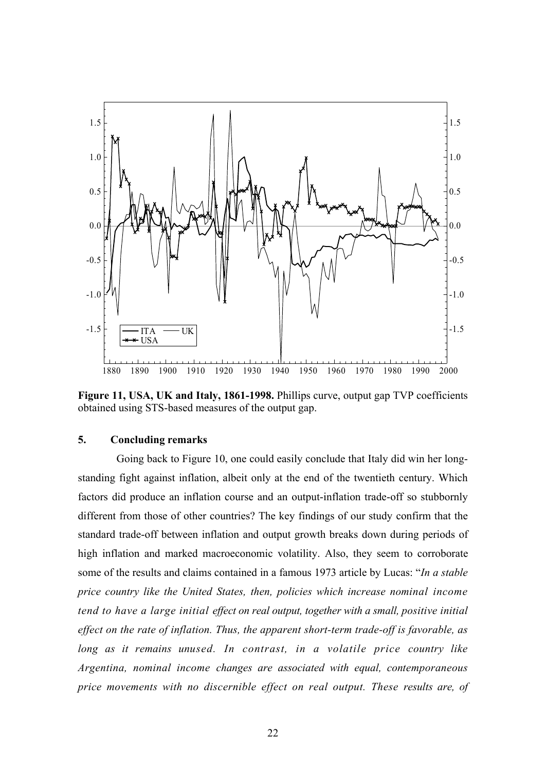**Figure 11, USA, UK and Italy, 1861-1998.** Phillips curve, output gap TVP coefficients obtained using STS-based measures of the output gap.

## 5. Concluding remarks

Going back to Figure 10, one could easily conclude that Italy did win her long-standing fight against inflation, albeit only at the end of the twentieth century. Which factors did produce an inflation course and an output-inflation trade-off so stubbornly different from those of other countries? The key findings of our study confirm that the standard trade-off between inflation and output growth breaks down during periods of high inflation and marked macroeconomic volatility. Also, they seem to corroborate some of the results and claims contained in a famous 1973 article by Lucas: "*In a stable price country like the United States, then, policies which increase nominal income tend to have a large initial effect on real output, together with a small, positive initial effect on the rate of inflation. Thus, the apparent short-term trade-off is favorable, as long as it remains unused. In contrast, in a volatile price country like Argentina, nominal income changes are associated with equal, contemporaneous price movements with no discernible effect on real output. These results are, of*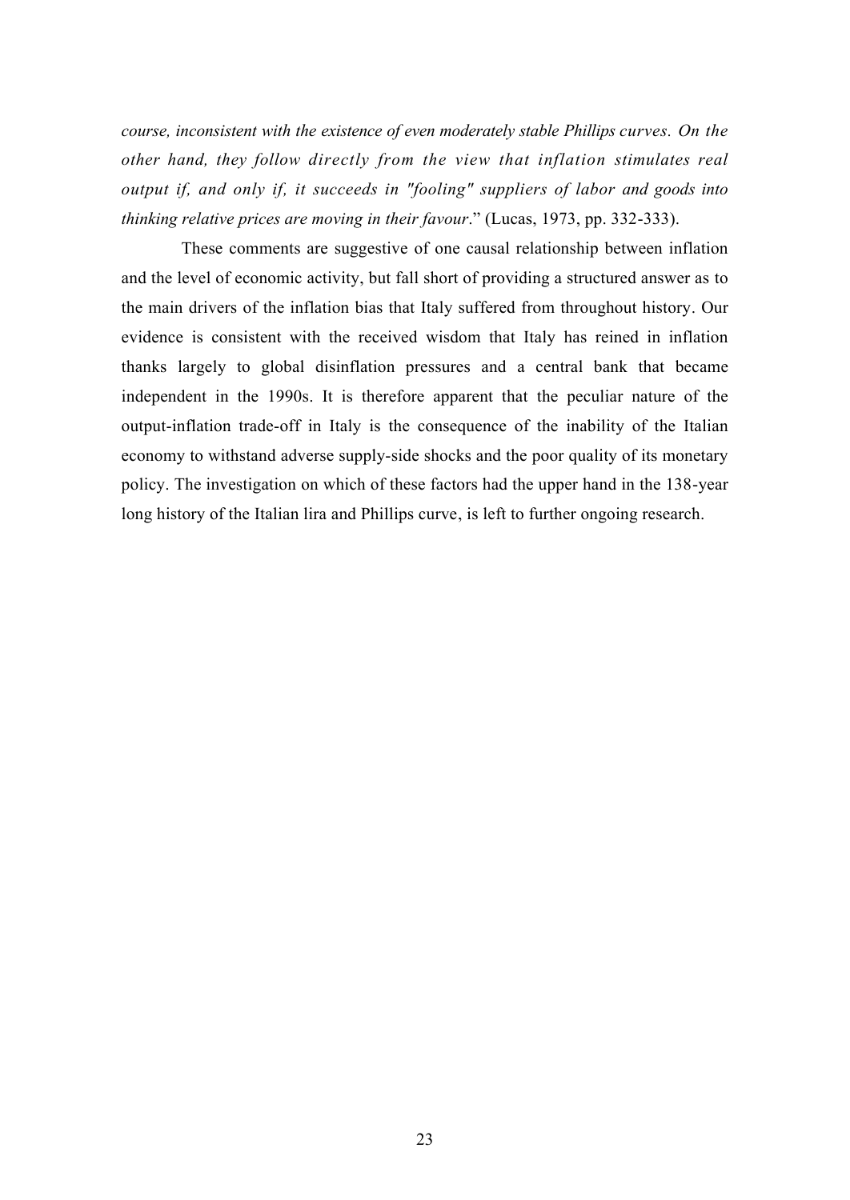*course, inconsistent with the existence of even moderately stable Phillips curves. On the other hand, they follow directly from the view that inflation stimulates real output if, and only if, it succeeds in "fooling" suppliers of labor and goods into thinking relative prices are moving in their favour*." (Lucas, 1973, pp. 332-333).

These comments are suggestive of one causal relationship between inflation and the level of economic activity, but fall short of providing a structured answer as to the main drivers of the inflation bias that Italy suffered from throughout history. Our evidence is consistent with the received wisdom that Italy has reined in inflation thanks largely to global disinflation pressures and a central bank that became independent in the 1990s. It is therefore apparent that the peculiar nature of the output-inflation trade-off in Italy is the consequence of the inability of the Italian economy to withstand adverse supply-side shocks and the poor quality of its monetary policy. The investigation on which of these factors had the upper hand in the 138-year long history of the Italian lira and Phillips curve, is left to further ongoing research.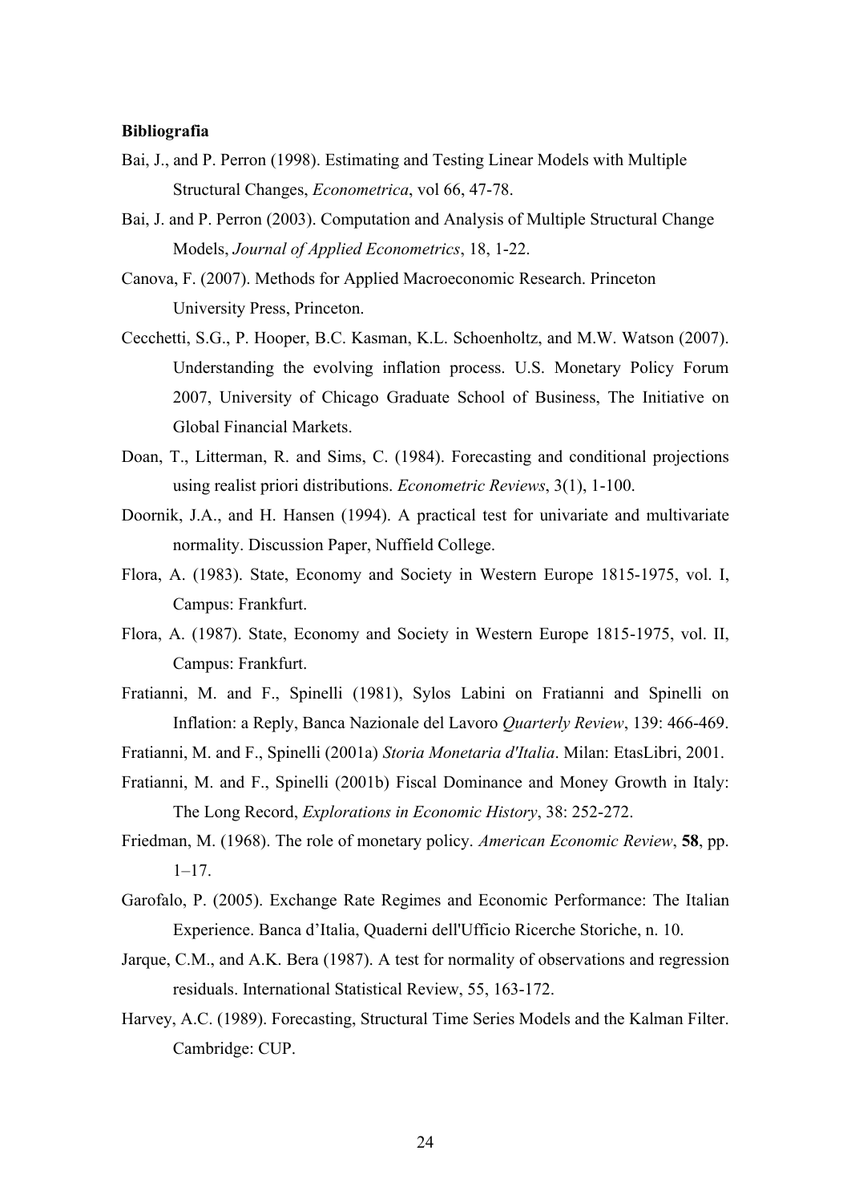**Bibliografia**

Bai, J., and P. Perron (1998). Estimating and Testing Linear Models with Multiple Structural Changes, *Econometrica*, vol 66, 47-78.

Bai, J. and P. Perron (2003). Computation and Analysis of Multiple Structural Change Models, *Journal of Applied Econometrics*, 18, 1-22.

Canova, F. (2007). Methods for Applied Macroeconomic Research. Princeton University Press, Princeton.

Cecchetti, S.G., P. Hooper, B.C. Kasman, K.L. Schoenholtz, and M.W. Watson (2007). Understanding the evolving inflation process. U.S. Monetary Policy Forum 2007, University of Chicago Graduate School of Business, The Initiative on Global Financial Markets.

Doan, T., Litterman, R. and Sims, C. (1984). Forecasting and conditional projections using realist priori distributions. *Econometric Reviews*, 3(1), 1-100.

Doornik, J.A., and H. Hansen (1994). A practical test for univariate and multivariate normality. Discussion Paper, Nuffield College.

Flora, A. (1983). State, Economy and Society in Western Europe 1815-1975, vol. I, Campus: Frankfurt.

Flora, A. (1987). State, Economy and Society in Western Europe 1815-1975, vol. II, Campus: Frankfurt.

Fratianni, M. and F., Spinelli (1981), Sylos Labini on Fratianni and Spinelli on Inflation: a Reply, Banca Nazionale del Lavoro *Quarterly Review*, 139: 466-469.

Fratianni, M. and F., Spinelli (2001a) *Storia Monetaria d'Italia*. Milan: EtasLibri, 2001.

Fratianni, M. and F., Spinelli (2001b) Fiscal Dominance and Money Growth in Italy: The Long Record, *Explorations in Economic History*, 38: 252-272.

Friedman, M. (1968). The role of monetary policy. *American Economic Review*, **58**, pp. 1–17.

Garofalo, P. (2005). Exchange Rate Regimes and Economic Performance: The Italian Experience. Banca d'Italia, Quaderni dell'Ufficio Ricerche Storiche, n. 10.

Jarque, C.M., and A.K. Bera (1987). A test for normality of observations and regression residuals. International Statistical Review, 55, 163-172.

Harvey, A.C. (1989). Forecasting, Structural Time Series Models and the Kalman Filter. Cambridge: CUP.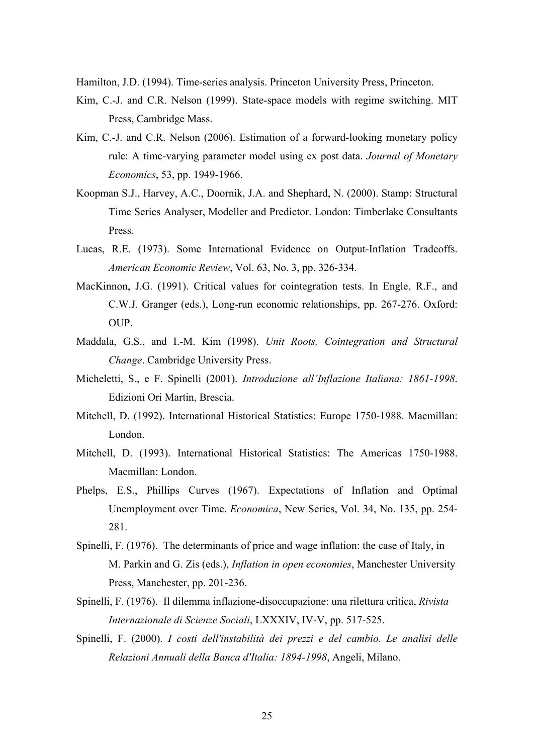Hamilton, J.D. (1994). Time-series analysis. Princeton University Press, Princeton.

Kim, C.-J. and C.R. Nelson (1999). State-space models with regime switching. MIT Press, Cambridge Mass.

Kim, C.-J. and C.R. Nelson (2006). Estimation of a forward-looking monetary policy rule: A time-varying parameter model using ex post data. *Journal of Monetary Economics*, 53, pp. 1949-1966.

Koopman S.J., Harvey, A.C., Doornik, J.A. and Shephard, N. (2000). Stamp: Structural Time Series Analyser, Modeller and Predictor. London: Timberlake Consultants Press.

Lucas, R.E. (1973). Some International Evidence on Output-Inflation Tradeoffs. *American Economic Review*, Vol. 63, No. 3, pp. 326-334.

MacKinnon, J.G. (1991). Critical values for cointegration tests. In Engle, R.F., and C.W.J. Granger (eds.), Long-run economic relationships, pp. 267-276. Oxford: OUP.

Maddala, G.S., and I.-M. Kim (1998). *Unit Roots, Cointegration and Structural Change*. Cambridge University Press.

Micheletti, S., e F. Spinelli (2001). *Introduzione all'Inflazione Italiana: 1861-1998*. Edizioni Ori Martin, Brescia.

Mitchell, D. (1992). International Historical Statistics: Europe 1750-1988. Macmillan: London.

Mitchell, D. (1993). International Historical Statistics: The Americas 1750-1988. Macmillan: London.

Phelps, E.S., Phillips Curves (1967). Expectations of Inflation and Optimal Unemployment over Time. *Economica*, New Series, Vol. 34, No. 135, pp. 254-281.

Spinelli, F. (1976). The determinants of price and wage inflation: the case of Italy, in M. Parkin and G. Zis (eds.), *Inflation in open economies*, Manchester University Press, Manchester, pp. 201-236.

Spinelli, F. (1976). Il dilemma inflazione-disoccupazione: una rilettura critica, *Rivista Internazionale di Scienze Sociali*, LXXXIV, IV-V, pp. 517-525.

Spinelli, F. (2000). *I costi dell'instabilità dei prezzi e del cambio. Le analisi delle Relazioni Annuali della Banca d'Italia: 1894-1998*, Angeli, Milano.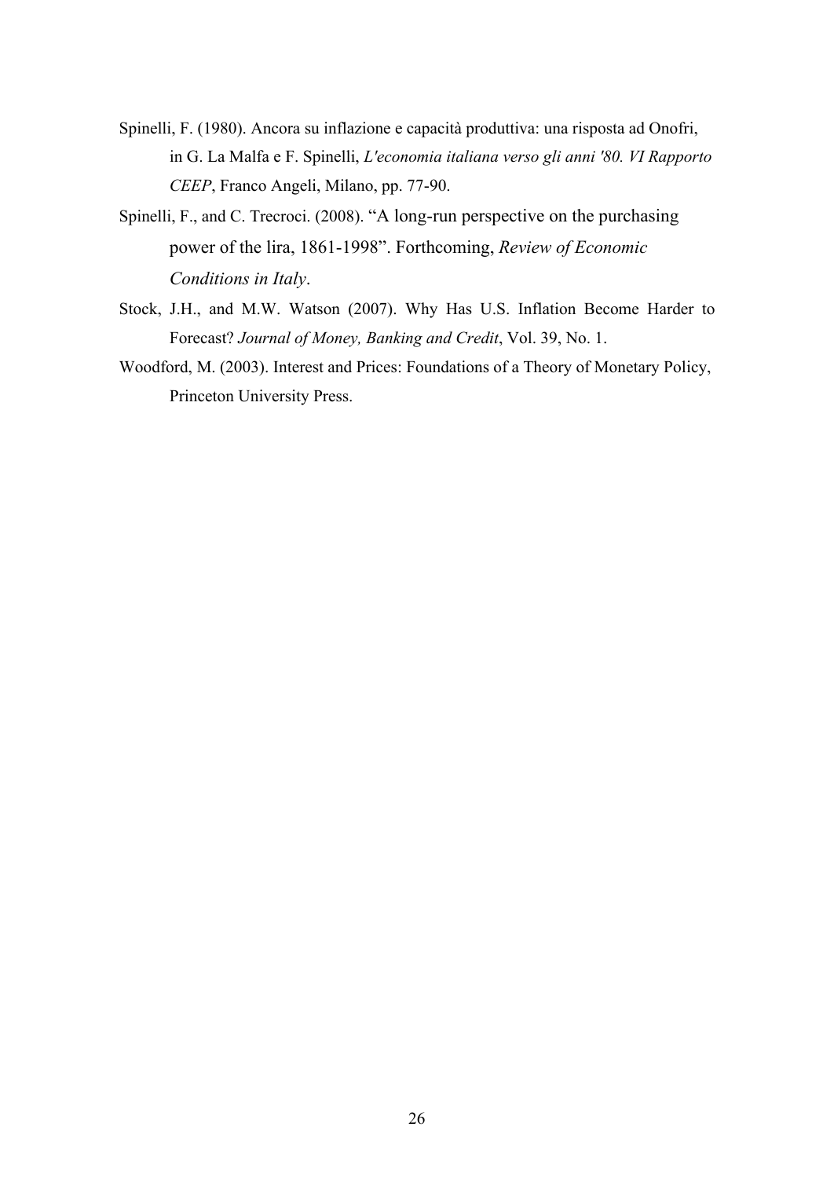Spinelli, F. (1980). Ancora su inflazione e capacità produttiva: una risposta ad Onofri, in G. La Malfa e F. Spinelli, *L'economia italiana verso gli anni '80. VI Rapporto CEEP*, Franco Angeli, Milano, pp. 77-90.

Spinelli, F., and C. Trecroci. (2008). "A long-run perspective on the purchasing power of the lira, 1861-1998". Forthcoming, *Review of Economic Conditions in Italy*.

Stock, J.H., and M.W. Watson (2007). Why Has U.S. Inflation Become Harder to Forecast? *Journal of Money, Banking and Credit*, Vol. 39, No. 1.

Woodford, M. (2003). Interest and Prices: Foundations of a Theory of Monetary Policy, Princeton University Press.